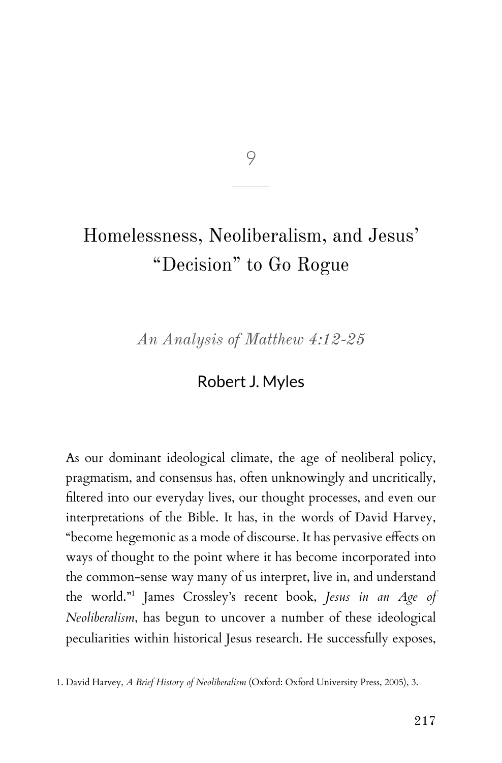9

# Homelessness, Neoliberalism, and Jesus' "Decision" to Go Rogue

*An Analysis of Matthew 4:12-25*

Robert J. Myles

As our dominant ideological climate, the age of neoliberal policy, pragmatism, and consensus has, often unknowingly and uncritically, filtered into our everyday lives, our thought processes, and even our interpretations of the Bible. It has, in the words of David Harvey, "become hegemonic as a mode of discourse. It has pervasive effects on ways of thought to the point where it has become incorporated into the common-sense way many of us interpret, live in, and understand the world."[1] James Crossley's recent book, *Jesus in an Age of Neoliberalism*, has begun to uncover a number of these ideological peculiarities within historical Jesus research. He successfully exposes,

1. David Harvey, *A Brief History of Neoliberalism* (Oxford: Oxford University Press, 2005), 3.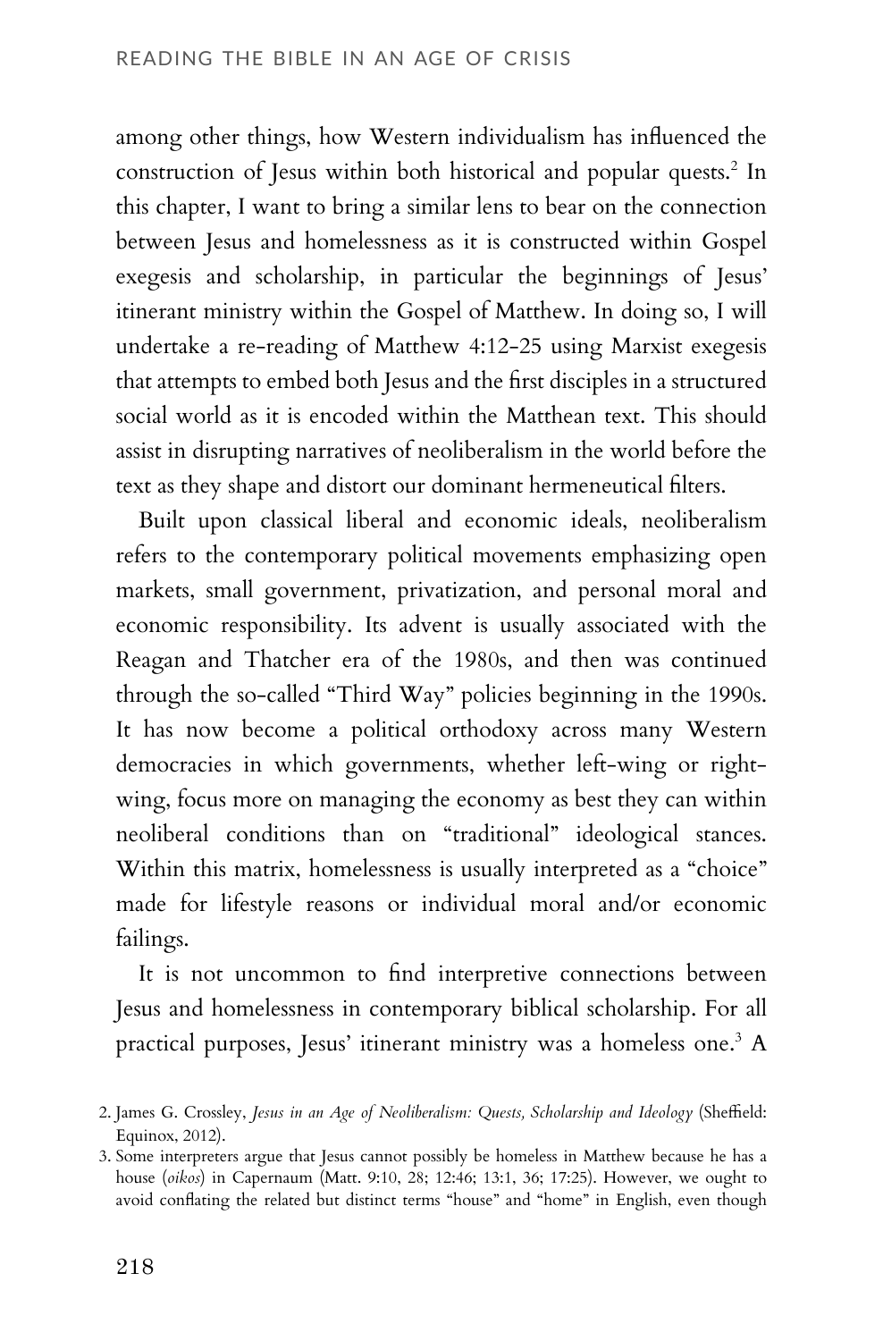among other things, how Western individualism has influenced the construction of Jesus within both historical and popular quests.[2] In this chapter, I want to bring a similar lens to bear on the connection between Jesus and homelessness as it is constructed within Gospel exegesis and scholarship, in particular the beginnings of Jesus' itinerant ministry within the Gospel of Matthew. In doing so, I will undertake a re-reading of Matthew 4:12-25 using Marxist exegesis that attempts to embed both Jesus and the first disciples in a structured social world as it is encoded within the Matthean text. This should assist in disrupting narratives of neoliberalism in the world before the text as they shape and distort our dominant hermeneutical filters.

Built upon classical liberal and economic ideals, neoliberalism refers to the contemporary political movements emphasizing open markets, small government, privatization, and personal moral and economic responsibility. Its advent is usually associated with the Reagan and Thatcher era of the 1980s, and then was continued through the so-called "Third Way" policies beginning in the 1990s. It has now become a political orthodoxy across many Western democracies in which governments, whether left-wing or right-wing, focus more on managing the economy as best they can within neoliberal conditions than on "traditional" ideological stances. Within this matrix, homelessness is usually interpreted as a "choice" made for lifestyle reasons or individual moral and/or economic failings.

It is not uncommon to find interpretive connections between Jesus and homelessness in contemporary biblical scholarship. For all practical purposes, Jesus' itinerant ministry was a homeless one.[3] A

2. James G. Crossley, *Jesus in an Age of Neoliberalism: Quests, Scholarship and Ideology* (Sheffield: Equinox, 2012).

3. Some interpreters argue that Jesus cannot possibly be homeless in Matthew because he has a house (*oikos*) in Capernaum (Matt. 9:10, 28; 12:46; 13:1, 36; 17:25). However, we ought to avoid conflating the related but distinct terms "house" and "home" in English, even though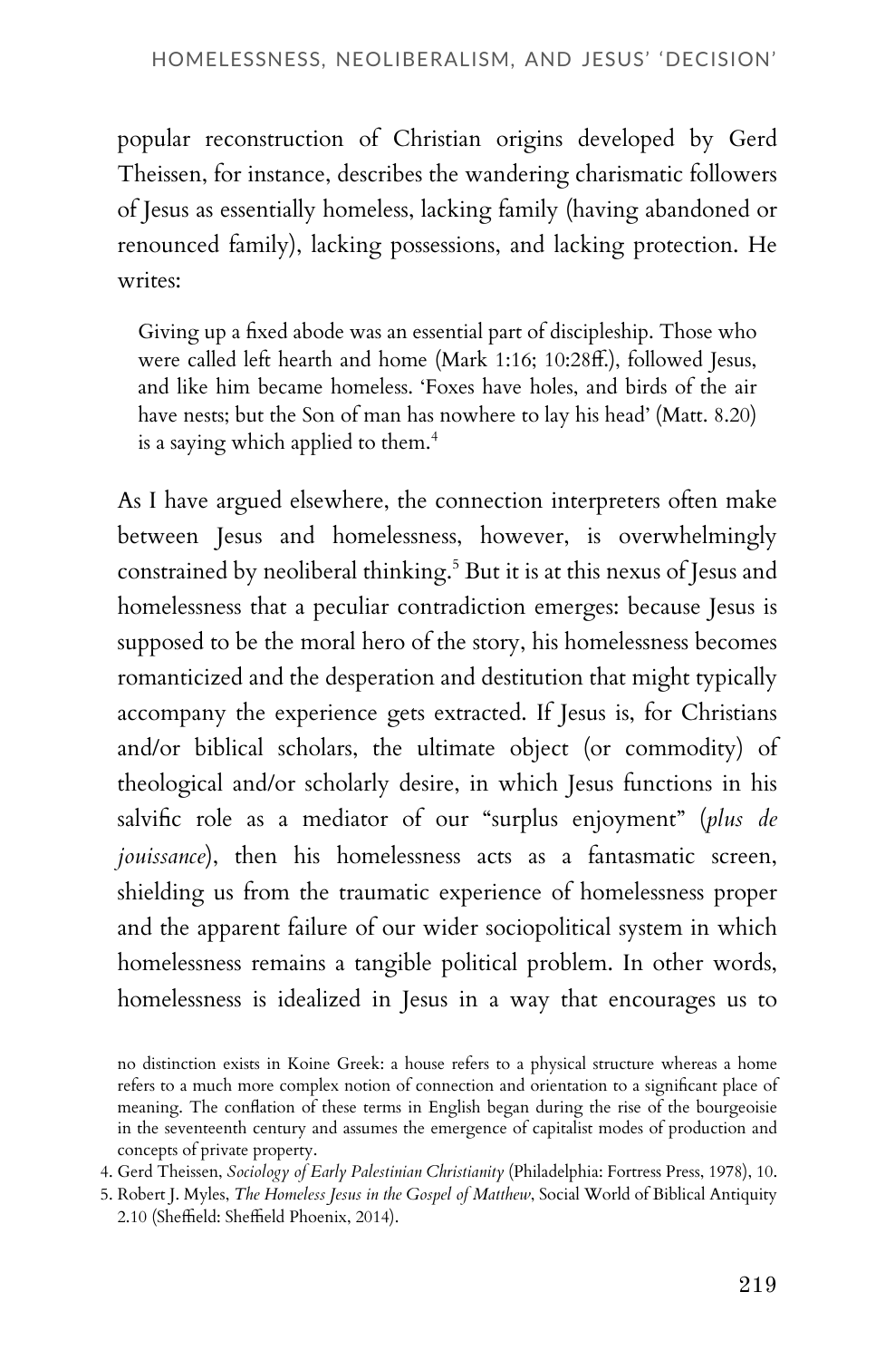popular reconstruction of Christian origins developed by Gerd Theissen, for instance, describes the wandering charismatic followers of Jesus as essentially homeless, lacking family (having abandoned or renounced family), lacking possessions, and lacking protection. He writes:

> Giving up a fixed abode was an essential part of discipleship. Those who were called left hearth and home (Mark 1:16; 10:28ff.), followed Jesus, and like him became homeless. 'Foxes have holes, and birds of the air have nests; but the Son of man has nowhere to lay his head' (Matt. 8.20) is a saying which applied to them.[4]

As I have argued elsewhere, the connection interpreters often make between Jesus and homelessness, however, is overwhelmingly constrained by neoliberal thinking.[5] But it is at this nexus of Jesus and homelessness that a peculiar contradiction emerges: because Jesus is supposed to be the moral hero of the story, his homelessness becomes romanticized and the desperation and destitution that might typically accompany the experience gets extracted. If Jesus is, for Christians and/or biblical scholars, the ultimate object (or commodity) of theological and/or scholarly desire, in which Jesus functions in his salvific role as a mediator of our "surplus enjoyment" (*plus de jouissance*), then his homelessness acts as a fantasmatic screen, shielding us from the traumatic experience of homelessness proper and the apparent failure of our wider sociopolitical system in which homelessness remains a tangible political problem. In other words, homelessness is idealized in Jesus in a way that encourages us to

no distinction exists in Koine Greek: a house refers to a physical structure whereas a home refers to a much more complex notion of connection and orientation to a significant place of meaning. The conflation of these terms in English began during the rise of the bourgeoisie in the seventeenth century and assumes the emergence of capitalist modes of production and concepts of private property.

4. Gerd Theissen, *Sociology of Early Palestinian Christianity* (Philadelphia: Fortress Press, 1978), 10.

5. Robert J. Myles, *The Homeless Jesus in the Gospel of Matthew*, Social World of Biblical Antiquity 2.10 (Sheffield: Sheffield Phoenix, 2014).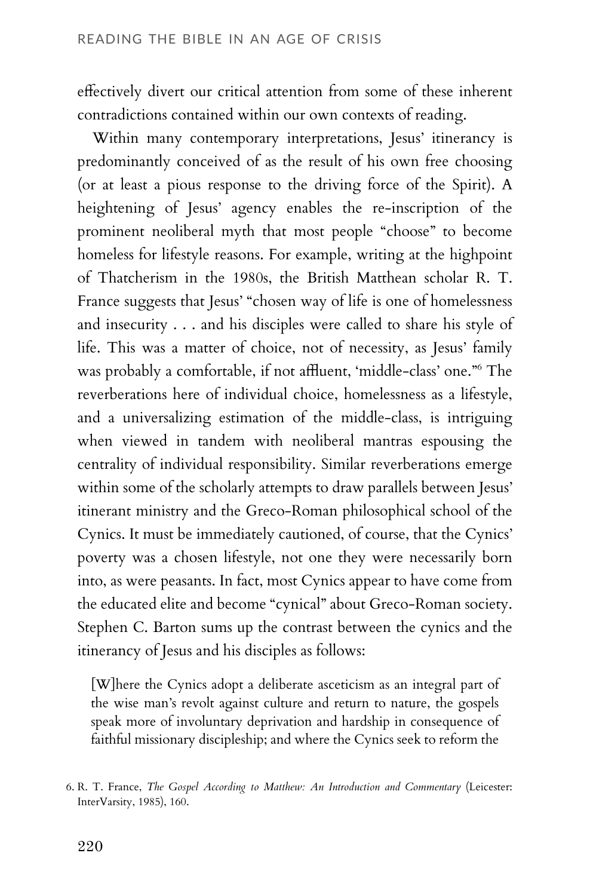effectively divert our critical attention from some of these inherent contradictions contained within our own contexts of reading.

Within many contemporary interpretations, Jesus' itinerancy is predominantly conceived of as the result of his own free choosing (or at least a pious response to the driving force of the Spirit). A heightening of Jesus' agency enables the re-inscription of the prominent neoliberal myth that most people "choose" to become homeless for lifestyle reasons. For example, writing at the highpoint of Thatcherism in the 1980s, the British Matthean scholar R. T. France suggests that Jesus' "chosen way of life is one of homelessness and insecurity . . . and his disciples were called to share his style of life. This was a matter of choice, not of necessity, as Jesus' family was probably a comfortable, if not affluent, 'middle-class' one."[6] The reverberations here of individual choice, homelessness as a lifestyle, and a universalizing estimation of the middle-class, is intriguing when viewed in tandem with neoliberal mantras espousing the centrality of individual responsibility. Similar reverberations emerge within some of the scholarly attempts to draw parallels between Jesus' itinerant ministry and the Greco-Roman philosophical school of the Cynics. It must be immediately cautioned, of course, that the Cynics' poverty was a chosen lifestyle, not one they were necessarily born into, as were peasants. In fact, most Cynics appear to have come from the educated elite and become "cynical" about Greco-Roman society. Stephen C. Barton sums up the contrast between the cynics and the itinerancy of Jesus and his disciples as follows:

> [W]here the Cynics adopt a deliberate asceticism as an integral part of the wise man's revolt against culture and return to nature, the gospels speak more of involuntary deprivation and hardship in consequence of faithful missionary discipleship; and where the Cynics seek to reform the

6. R. T. France, *The Gospel According to Matthew: An Introduction and Commentary* (Leicester: InterVarsity, 1985), 160.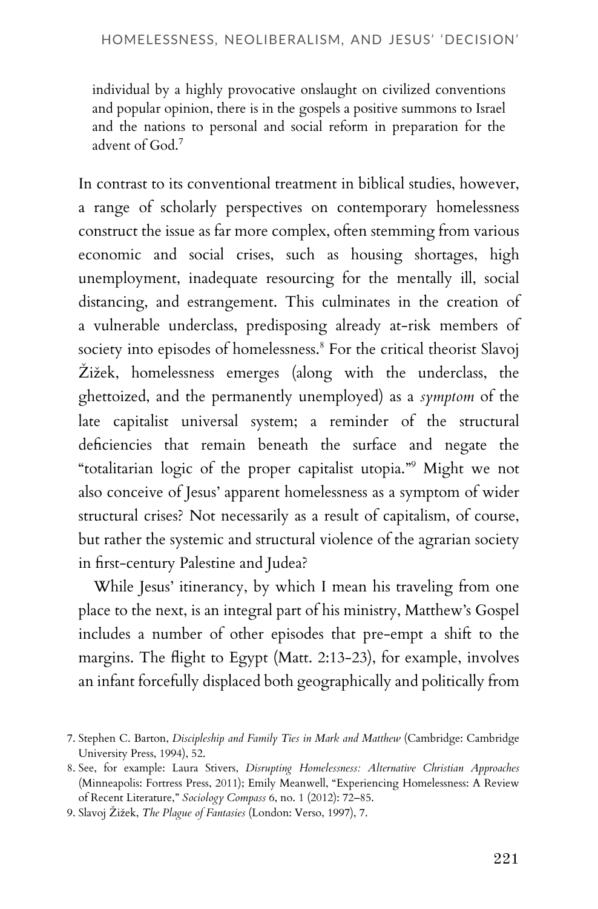individual by a highly provocative onslaught on civilized conventions and popular opinion, there is in the gospels a positive summons to Israel and the nations to personal and social reform in preparation for the advent of God.[7]

In contrast to its conventional treatment in biblical studies, however, a range of scholarly perspectives on contemporary homelessness construct the issue as far more complex, often stemming from various economic and social crises, such as housing shortages, high unemployment, inadequate resourcing for the mentally ill, social distancing, and estrangement. This culminates in the creation of a vulnerable underclass, predisposing already at-risk members of society into episodes of homelessness.[8] For the critical theorist Slavoj Žižek, homelessness emerges (along with the underclass, the ghettoized, and the permanently unemployed) as a *symptom* of the late capitalist universal system; a reminder of the structural deficiencies that remain beneath the surface and negate the "totalitarian logic of the proper capitalist utopia."[9] Might we not also conceive of Jesus' apparent homelessness as a symptom of wider structural crises? Not necessarily as a result of capitalism, of course, but rather the systemic and structural violence of the agrarian society in first-century Palestine and Judea?

While Jesus' itinerancy, by which I mean his traveling from one place to the next, is an integral part of his ministry, Matthew's Gospel includes a number of other episodes that pre-empt a shift to the margins. The flight to Egypt (Matt. 2:13-23), for example, involves an infant forcefully displaced both geographically and politically from

7. Stephen C. Barton, *Discipleship and Family Ties in Mark and Matthew* (Cambridge: Cambridge University Press, 1994), 52.

8. See, for example: Laura Stivers, *Disrupting Homelessness: Alternative Christian Approaches* (Minneapolis: Fortress Press, 2011); Emily Meanwell, "Experiencing Homelessness: A Review of Recent Literature," *Sociology Compass* 6, no. 1 (2012): 72–85.

9. Slavoj Žižek, *The Plague of Fantasies* (London: Verso, 1997), 7.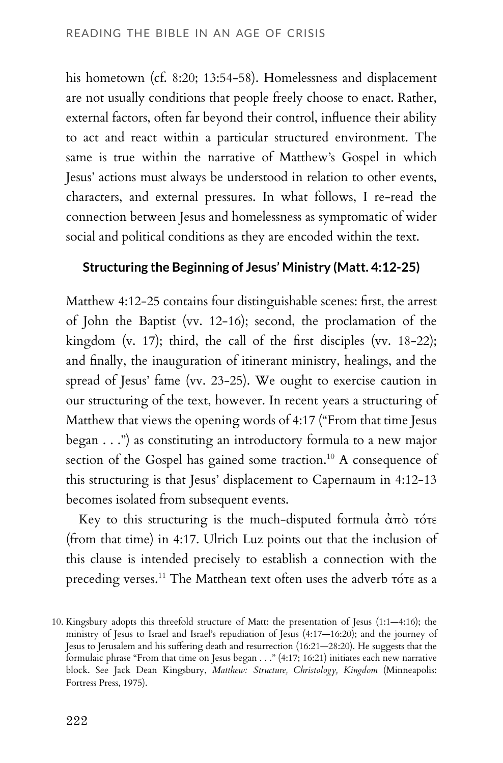his hometown (cf. 8:20; 13:54-58). Homelessness and displacement are not usually conditions that people freely choose to enact. Rather, external factors, often far beyond their control, influence their ability to act and react within a particular structured environment. The same is true within the narrative of Matthew's Gospel in which Jesus' actions must always be understood in relation to other events, characters, and external pressures. In what follows, I re-read the connection between Jesus and homelessness as symptomatic of wider social and political conditions as they are encoded within the text.

### Structuring the Beginning of Jesus' Ministry (Matt. 4:12-25)

Matthew 4:12-25 contains four distinguishable scenes: first, the arrest of John the Baptist (vv. 12-16); second, the proclamation of the kingdom (v. 17); third, the call of the first disciples (vv. 18-22); and finally, the inauguration of itinerant ministry, healings, and the spread of Jesus' fame (vv. 23-25). We ought to exercise caution in our structuring of the text, however. In recent years a structuring of Matthew that views the opening words of 4:17 ("From that time Jesus began . . .") as constituting an introductory formula to a new major section of the Gospel has gained some traction.[10] A consequence of this structuring is that Jesus' displacement to Capernaum in 4:12-13 becomes isolated from subsequent events.

Key to this structuring is the much-disputed formula ἀπὸ τότε (from that time) in 4:17. Ulrich Luz points out that the inclusion of this clause is intended precisely to establish a connection with the preceding verses.[11] The Matthean text often uses the adverb τότε as a

10. Kingsbury adopts this threefold structure of Matt: the presentation of Jesus (1:1—4:16); the ministry of Jesus to Israel and Israel's repudiation of Jesus (4:17—16:20); and the journey of Jesus to Jerusalem and his suffering death and resurrection (16:21—28:20). He suggests that the formulaic phrase "From that time on Jesus began . . ." (4:17; 16:21) initiates each new narrative block. See Jack Dean Kingsbury, *Matthew: Structure, Christology, Kingdom* (Minneapolis: Fortress Press, 1975).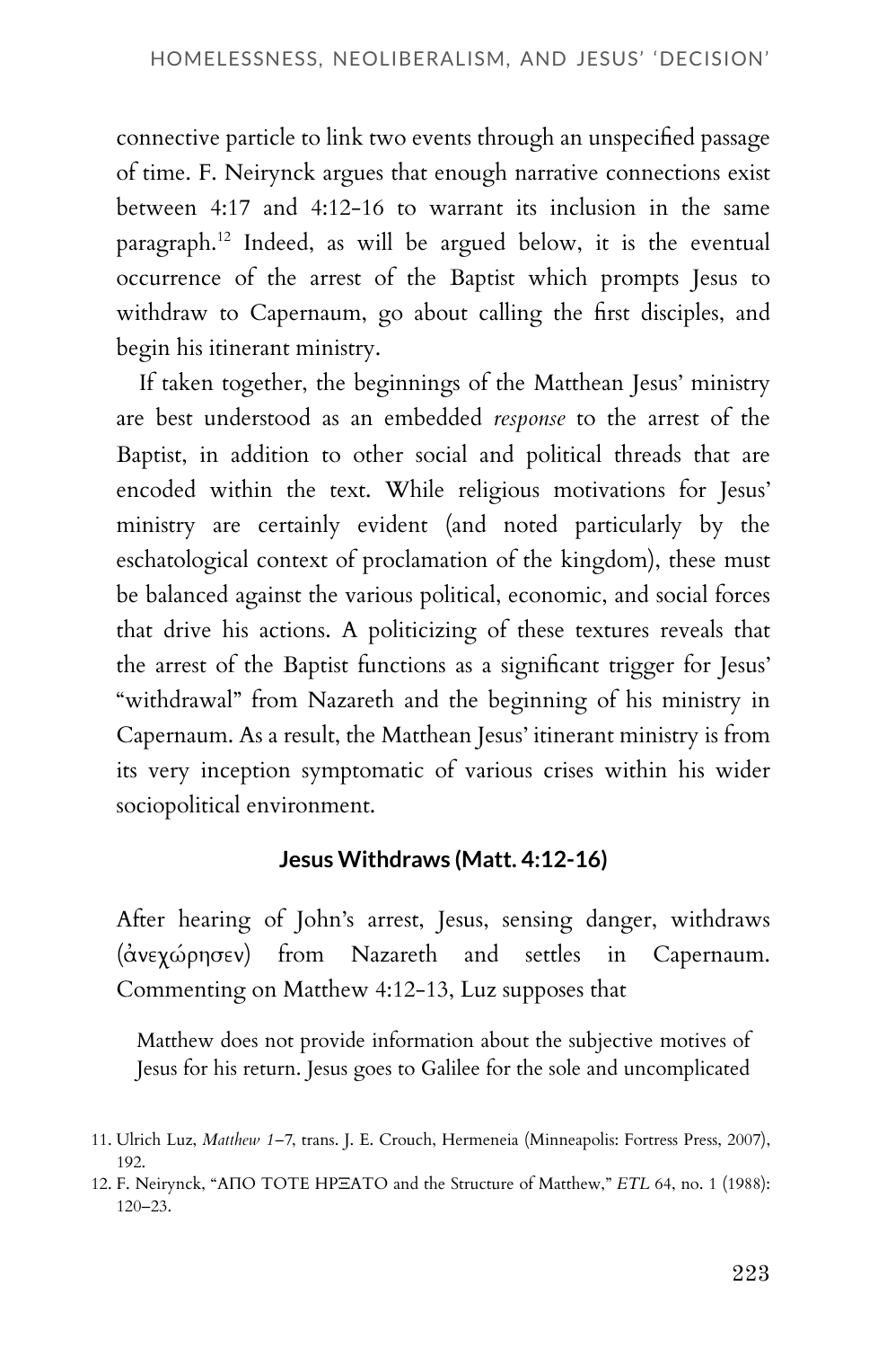connective particle to link two events through an unspecified passage of time. F. Neirynck argues that enough narrative connections exist between 4:17 and 4:12-16 to warrant its inclusion in the same paragraph.[12] Indeed, as will be argued below, it is the eventual occurrence of the arrest of the Baptist which prompts Jesus to withdraw to Capernaum, go about calling the first disciples, and begin his itinerant ministry.

If taken together, the beginnings of the Matthean Jesus' ministry are best understood as an embedded *response* to the arrest of the Baptist, in addition to other social and political threads that are encoded within the text. While religious motivations for Jesus' ministry are certainly evident (and noted particularly by the eschatological context of proclamation of the kingdom), these must be balanced against the various political, economic, and social forces that drive his actions. A politicizing of these textures reveals that the arrest of the Baptist functions as a significant trigger for Jesus' "withdrawal" from Nazareth and the beginning of his ministry in Capernaum. As a result, the Matthean Jesus' itinerant ministry is from its very inception symptomatic of various crises within his wider sociopolitical environment.

### Jesus Withdraws (Matt. 4:12-16)

After hearing of John's arrest, Jesus, sensing danger, withdraws (ἀνεχώρησεν) from Nazareth and settles in Capernaum. Commenting on Matthew 4:12-13, Luz supposes that

> Matthew does not provide information about the subjective motives of Jesus for his return. Jesus goes to Galilee for the sole and uncomplicated

11. Ulrich Luz, *Matthew 1–7*, trans. J. E. Crouch, Hermeneia (Minneapolis: Fortress Press, 2007), 192.

12. F. Neirynck, "ΑΠΟ ΤΟΤΕ ΗΡΞΑΤΟ and the Structure of Matthew," *ETL* 64, no. 1 (1988): 120–23.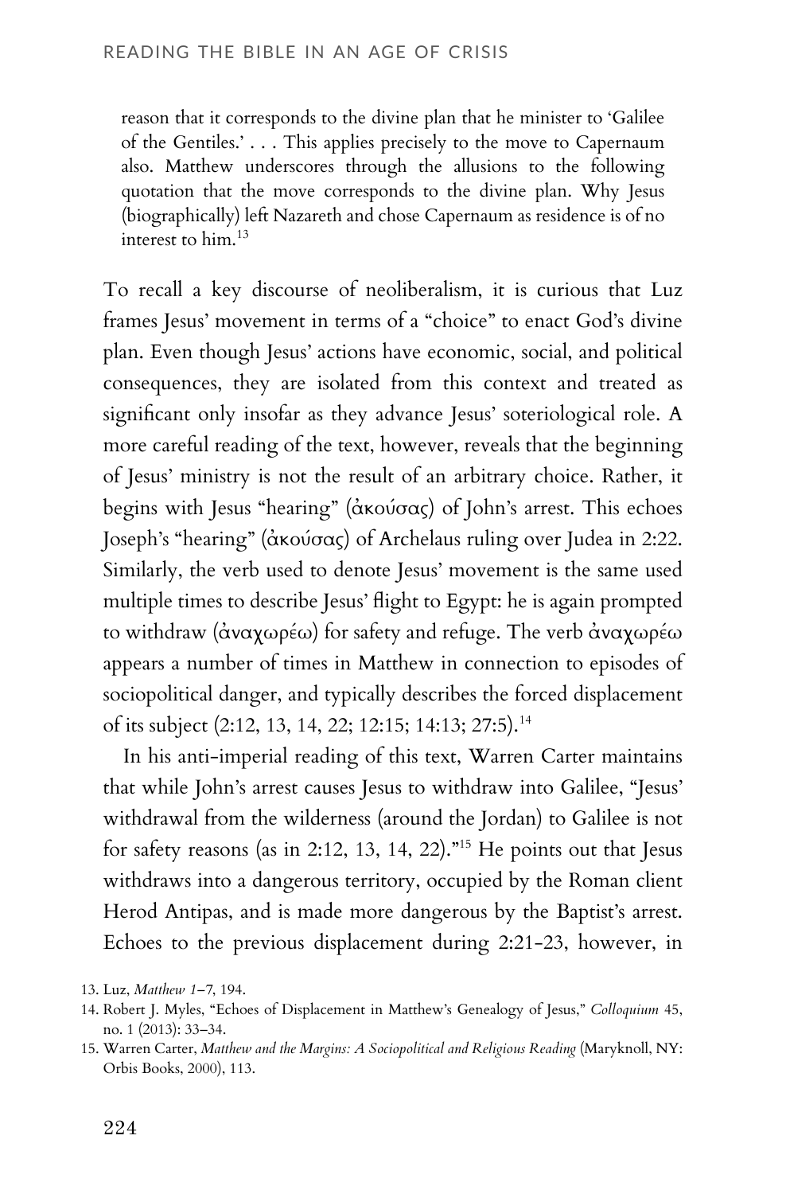> reason that it corresponds to the divine plan that he minister to 'Galilee of the Gentiles.' . . . This applies precisely to the move to Capernaum also. Matthew underscores through the allusions to the following quotation that the move corresponds to the divine plan. Why Jesus (biographically) left Nazareth and chose Capernaum as residence is of no interest to him.[13]

To recall a key discourse of neoliberalism, it is curious that Luz frames Jesus' movement in terms of a "choice" to enact God's divine plan. Even though Jesus' actions have economic, social, and political consequences, they are isolated from this context and treated as significant only insofar as they advance Jesus' soteriological role. A more careful reading of the text, however, reveals that the beginning of Jesus' ministry is not the result of an arbitrary choice. Rather, it begins with Jesus "hearing" (ἀκούσας) of John's arrest. This echoes Joseph's "hearing" (ἀκούσας) of Archelaus ruling over Judea in 2:22. Similarly, the verb used to denote Jesus' movement is the same used multiple times to describe Jesus' flight to Egypt: he is again prompted to withdraw (ἀναχωρέω) for safety and refuge. The verb ἀναχωρέω appears a number of times in Matthew in connection to episodes of sociopolitical danger, and typically describes the forced displacement of its subject (2:12, 13, 14, 22; 12:15; 14:13; 27:5).[14]

In his anti-imperial reading of this text, Warren Carter maintains that while John's arrest causes Jesus to withdraw into Galilee, "Jesus' withdrawal from the wilderness (around the Jordan) to Galilee is not for safety reasons (as in 2:12, 13, 14, 22)."[15] He points out that Jesus withdraws into a dangerous territory, occupied by the Roman client Herod Antipas, and is made more dangerous by the Baptist's arrest. Echoes to the previous displacement during 2:21-23, however, in

13. Luz, *Matthew 1–7*, 194.

14. Robert J. Myles, "Echoes of Displacement in Matthew's Genealogy of Jesus," *Colloquium* 45, no. 1 (2013): 33–34.

15. Warren Carter, *Matthew and the Margins: A Sociopolitical and Religious Reading* (Maryknoll, NY: Orbis Books, 2000), 113.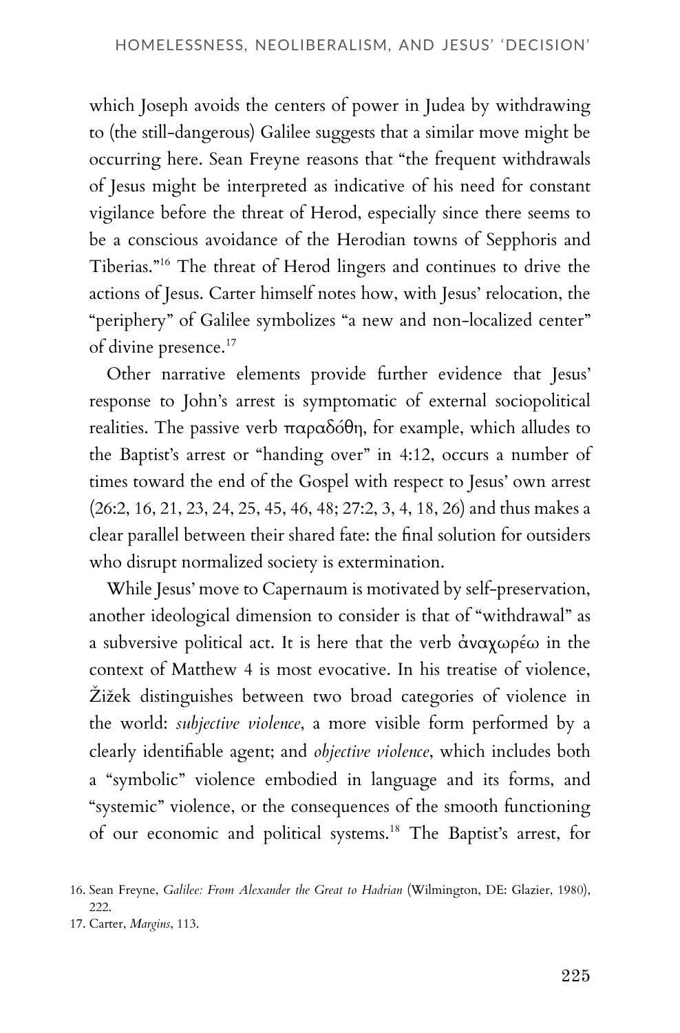which Joseph avoids the centers of power in Judea by withdrawing to (the still-dangerous) Galilee suggests that a similar move might be occurring here. Sean Freyne reasons that "the frequent withdrawals of Jesus might be interpreted as indicative of his need for constant vigilance before the threat of Herod, especially since there seems to be a conscious avoidance of the Herodian towns of Sepphoris and Tiberias."[16] The threat of Herod lingers and continues to drive the actions of Jesus. Carter himself notes how, with Jesus' relocation, the "periphery" of Galilee symbolizes "a new and non-localized center" of divine presence.[17]

Other narrative elements provide further evidence that Jesus' response to John's arrest is symptomatic of external sociopolitical realities. The passive verb παραδόθη, for example, which alludes to the Baptist's arrest or "handing over" in 4:12, occurs a number of times toward the end of the Gospel with respect to Jesus' own arrest (26:2, 16, 21, 23, 24, 25, 45, 46, 48; 27:2, 3, 4, 18, 26) and thus makes a clear parallel between their shared fate: the final solution for outsiders who disrupt normalized society is extermination.

While Jesus' move to Capernaum is motivated by self-preservation, another ideological dimension to consider is that of "withdrawal" as a subversive political act. It is here that the verb ἀναχωρέω in the context of Matthew 4 is most evocative. In his treatise of violence, Žižek distinguishes between two broad categories of violence in the world: *subjective violence*, a more visible form performed by a clearly identifiable agent; and *objective violence*, which includes both a "symbolic" violence embodied in language and its forms, and "systemic" violence, or the consequences of the smooth functioning of our economic and political systems.[18] The Baptist's arrest, for

16. Sean Freyne, *Galilee: From Alexander the Great to Hadrian* (Wilmington, DE: Glazier, 1980), 222.

17. Carter, *Margins*, 113.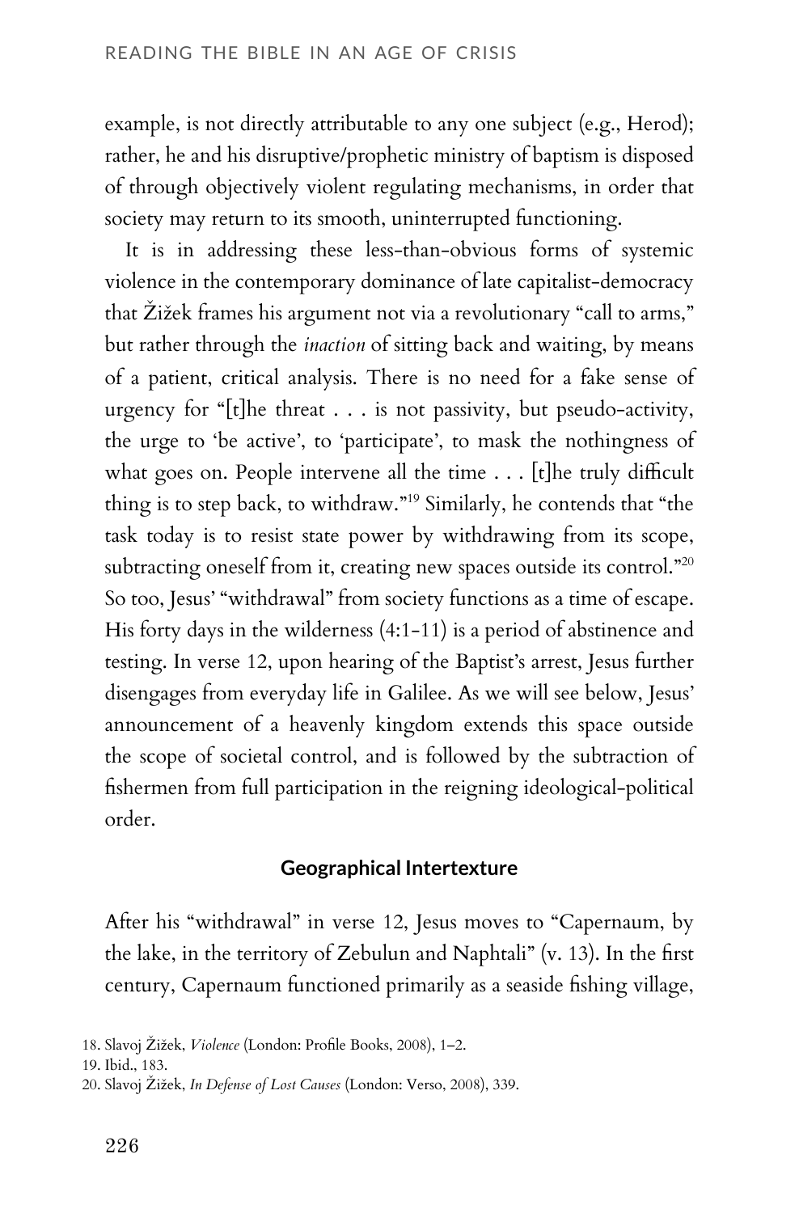example, is not directly attributable to any one subject (e.g., Herod); rather, he and his disruptive/prophetic ministry of baptism is disposed of through objectively violent regulating mechanisms, in order that society may return to its smooth, uninterrupted functioning.

It is in addressing these less-than-obvious forms of systemic violence in the contemporary dominance of late capitalist-democracy that Žižek frames his argument not via a revolutionary "call to arms," but rather through the *inaction* of sitting back and waiting, by means of a patient, critical analysis. There is no need for a fake sense of urgency for "[t]he threat . . . is not passivity, but pseudo-activity, the urge to 'be active', to 'participate', to mask the nothingness of what goes on. People intervene all the time . . . [t]he truly difficult thing is to step back, to withdraw."[19] Similarly, he contends that "the task today is to resist state power by withdrawing from its scope, subtracting oneself from it, creating new spaces outside its control."[20] So too, Jesus' "withdrawal" from society functions as a time of escape. His forty days in the wilderness (4:1-11) is a period of abstinence and testing. In verse 12, upon hearing of the Baptist's arrest, Jesus further disengages from everyday life in Galilee. As we will see below, Jesus' announcement of a heavenly kingdom extends this space outside the scope of societal control, and is followed by the subtraction of fishermen from full participation in the reigning ideological-political order.

### Geographical Intertexture

After his "withdrawal" in verse 12, Jesus moves to "Capernaum, by the lake, in the territory of Zebulun and Naphtali" (v. 13). In the first century, Capernaum functioned primarily as a seaside fishing village,

18. Slavoj Žižek, *Violence* (London: Profile Books, 2008), 1–2.
19. Ibid., 183.
20. Slavoj Žižek, *In Defense of Lost Causes* (London: Verso, 2008), 339.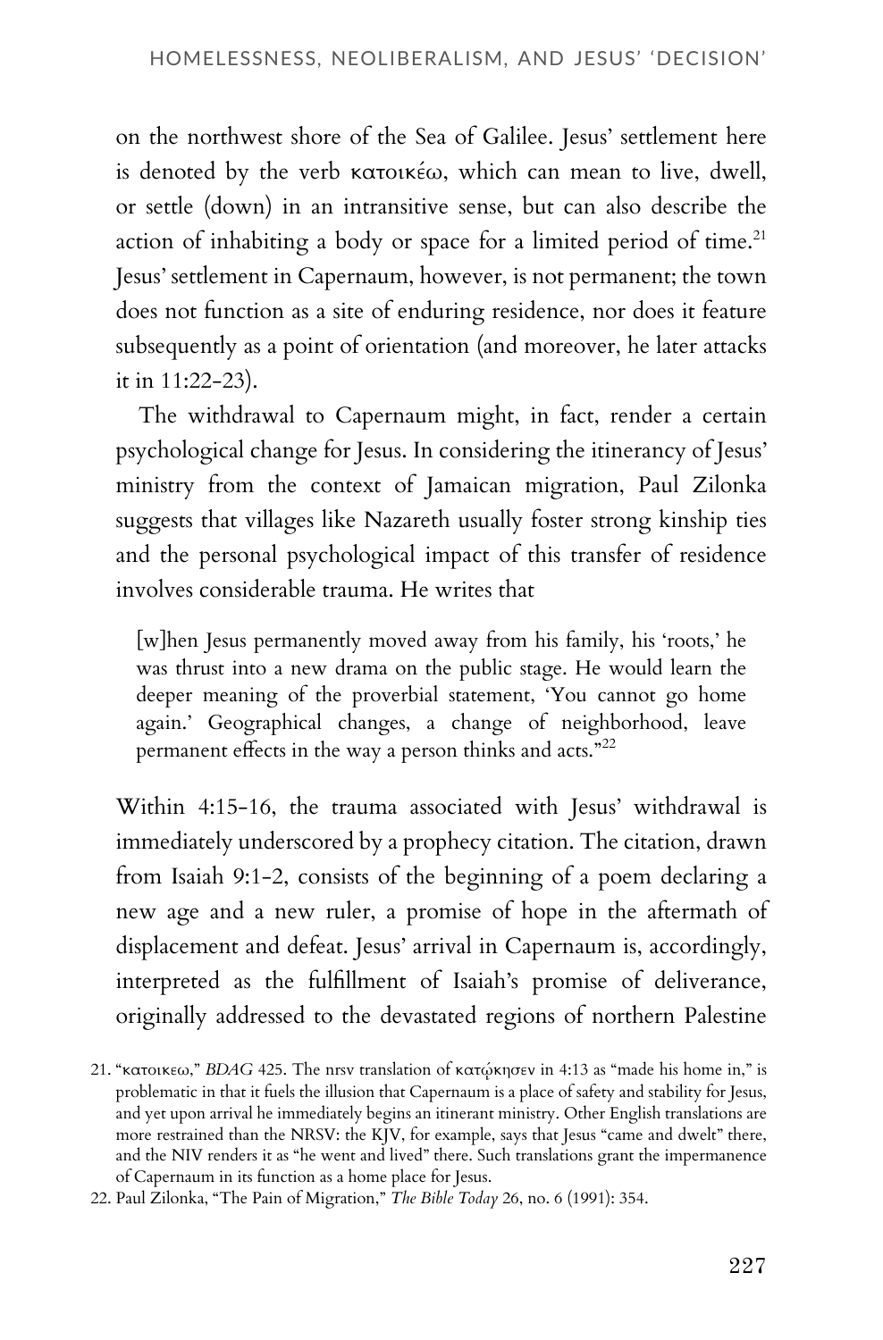on the northwest shore of the Sea of Galilee. Jesus' settlement here is denoted by the verb κατοικέω, which can mean to live, dwell, or settle (down) in an intransitive sense, but can also describe the action of inhabiting a body or space for a limited period of time.[21] Jesus' settlement in Capernaum, however, is not permanent; the town does not function as a site of enduring residence, nor does it feature subsequently as a point of orientation (and moreover, he later attacks it in 11:22-23).

The withdrawal to Capernaum might, in fact, render a certain psychological change for Jesus. In considering the itinerancy of Jesus' ministry from the context of Jamaican migration, Paul Zilonka suggests that villages like Nazareth usually foster strong kinship ties and the personal psychological impact of this transfer of residence involves considerable trauma. He writes that

> [w]hen Jesus permanently moved away from his family, his 'roots,' he was thrust into a new drama on the public stage. He would learn the deeper meaning of the proverbial statement, 'You cannot go home again.' Geographical changes, a change of neighborhood, leave permanent effects in the way a person thinks and acts."[22]

Within 4:15-16, the trauma associated with Jesus' withdrawal is immediately underscored by a prophecy citation. The citation, drawn from Isaiah 9:1-2, consists of the beginning of a poem declaring a new age and a new ruler, a promise of hope in the aftermath of displacement and defeat. Jesus' arrival in Capernaum is, accordingly, interpreted as the fulfillment of Isaiah's promise of deliverance, originally addressed to the devastated regions of northern Palestine

21. "κατοικεω," *BDAG* 425. The nrsv translation of κατῴκησεν in 4:13 as "made his home in," is problematic in that it fuels the illusion that Capernaum is a place of safety and stability for Jesus, and yet upon arrival he immediately begins an itinerant ministry. Other English translations are more restrained than the NRSV: the KJV, for example, says that Jesus "came and dwelt" there, and the NIV renders it as "he went and lived" there. Such translations grant the impermanence of Capernaum in its function as a home place for Jesus.

22. Paul Zilonka, "The Pain of Migration," *The Bible Today* 26, no. 6 (1991): 354.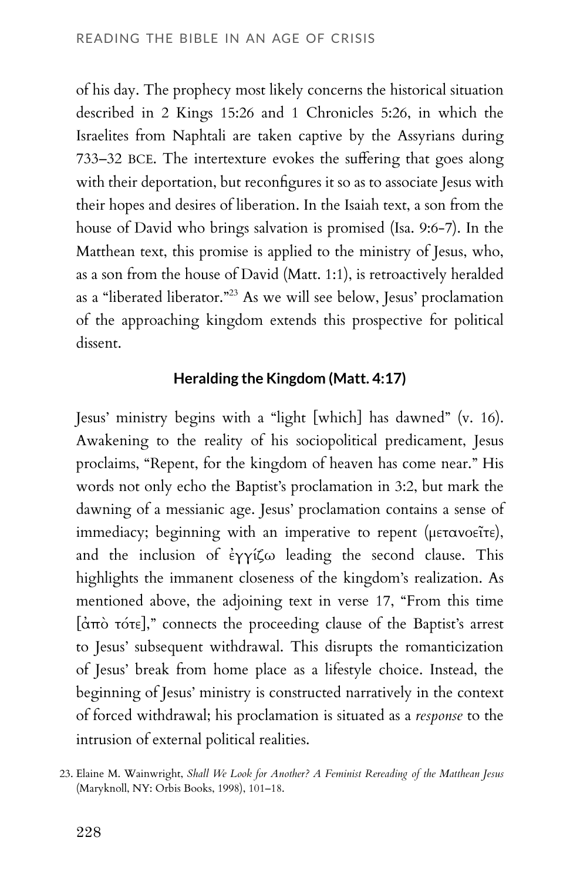of his day. The prophecy most likely concerns the historical situation described in 2 Kings 15:26 and 1 Chronicles 5:26, in which the Israelites from Naphtali are taken captive by the Assyrians during 733–32 BCE. The intertexture evokes the suffering that goes along with their deportation, but reconfigures it so as to associate Jesus with their hopes and desires of liberation. In the Isaiah text, a son from the house of David who brings salvation is promised (Isa. 9:6-7). In the Matthean text, this promise is applied to the ministry of Jesus, who, as a son from the house of David (Matt. 1:1), is retroactively heralded as a "liberated liberator."[23] As we will see below, Jesus' proclamation of the approaching kingdom extends this prospective for political dissent.

## Heralding the Kingdom (Matt. 4:17)

Jesus' ministry begins with a "light [which] has dawned" (v. 16). Awakening to the reality of his sociopolitical predicament, Jesus proclaims, "Repent, for the kingdom of heaven has come near." His words not only echo the Baptist's proclamation in 3:2, but mark the dawning of a messianic age. Jesus' proclamation contains a sense of immediacy; beginning with an imperative to repent (μετανοεῖτε), and the inclusion of ἐγγίζω leading the second clause. This highlights the immanent closeness of the kingdom's realization. As mentioned above, the adjoining text in verse 17, "From this time [ἀπὸ τότε]," connects the proceeding clause of the Baptist's arrest to Jesus' subsequent withdrawal. This disrupts the romanticization of Jesus' break from home place as a lifestyle choice. Instead, the beginning of Jesus' ministry is constructed narratively in the context of forced withdrawal; his proclamation is situated as a *response* to the intrusion of external political realities.

23. Elaine M. Wainwright, *Shall We Look for Another? A Feminist Rereading of the Matthean Jesus* (Maryknoll, NY: Orbis Books, 1998), 101–18.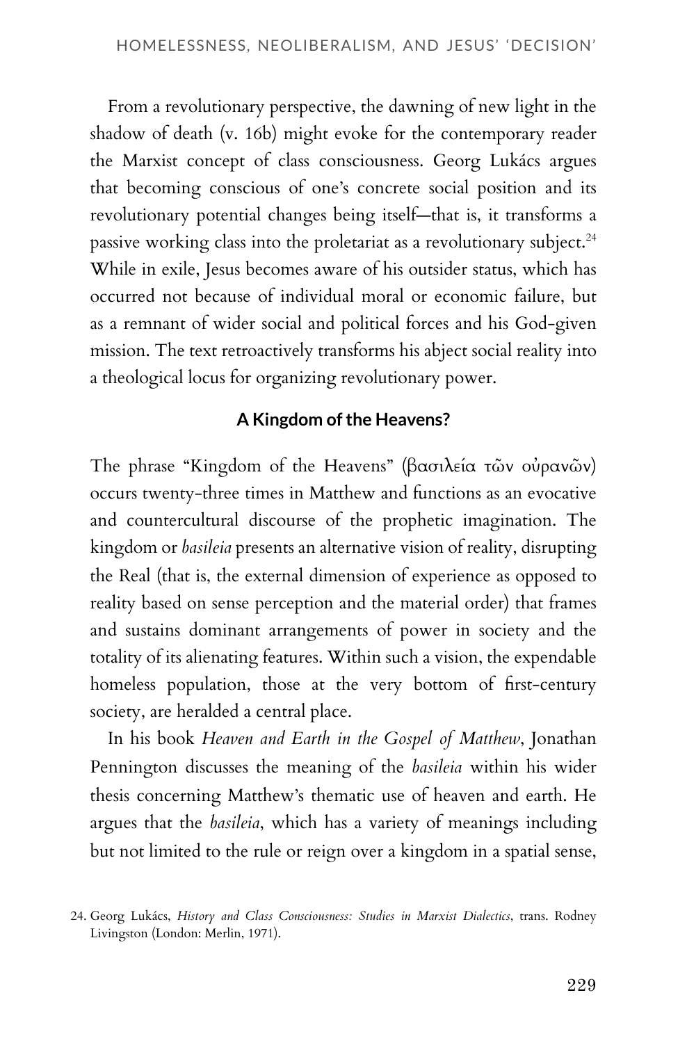From a revolutionary perspective, the dawning of new light in the shadow of death (v. 16b) might evoke for the contemporary reader the Marxist concept of class consciousness. Georg Lukács argues that becoming conscious of one's concrete social position and its revolutionary potential changes being itself—that is, it transforms a passive working class into the proletariat as a revolutionary subject.[24] While in exile, Jesus becomes aware of his outsider status, which has occurred not because of individual moral or economic failure, but as a remnant of wider social and political forces and his God-given mission. The text retroactively transforms his abject social reality into a theological locus for organizing revolutionary power.

### A Kingdom of the Heavens?

The phrase "Kingdom of the Heavens" (βασιλεία τῶν οὐρανῶν) occurs twenty-three times in Matthew and functions as an evocative and countercultural discourse of the prophetic imagination. The kingdom or *basileia* presents an alternative vision of reality, disrupting the Real (that is, the external dimension of experience as opposed to reality based on sense perception and the material order) that frames and sustains dominant arrangements of power in society and the totality of its alienating features. Within such a vision, the expendable homeless population, those at the very bottom of first-century society, are heralded a central place.

In his book *Heaven and Earth in the Gospel of Matthew*, Jonathan Pennington discusses the meaning of the *basileia* within his wider thesis concerning Matthew's thematic use of heaven and earth. He argues that the *basileia*, which has a variety of meanings including but not limited to the rule or reign over a kingdom in a spatial sense,

24. Georg Lukács, *History and Class Consciousness: Studies in Marxist Dialectics*, trans. Rodney Livingston (London: Merlin, 1971).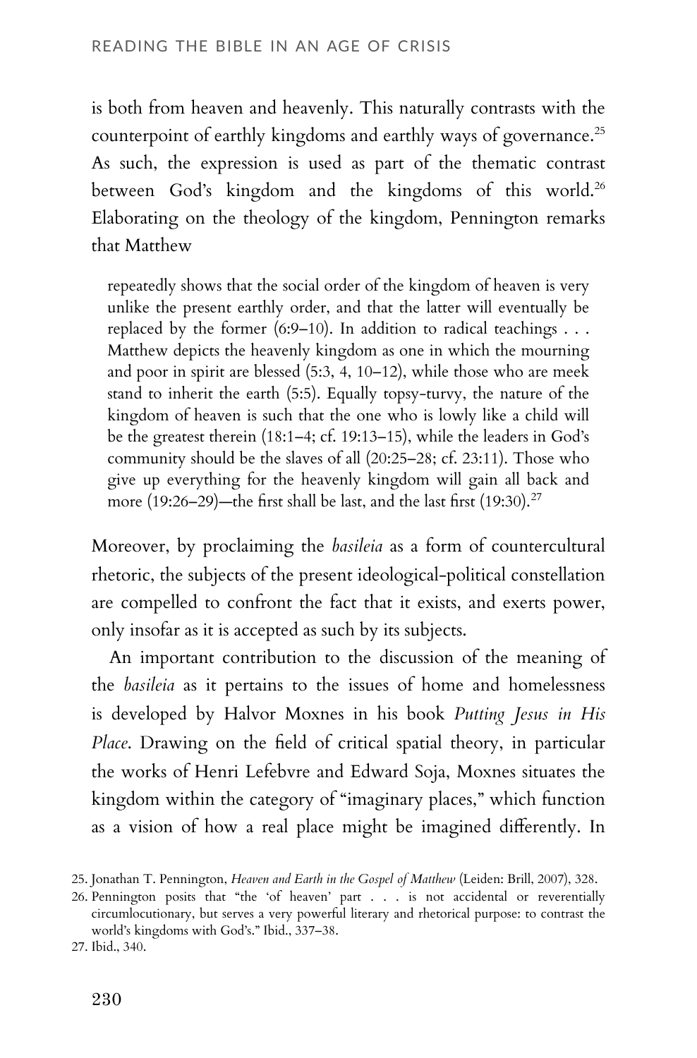is both from heaven and heavenly. This naturally contrasts with the counterpoint of earthly kingdoms and earthly ways of governance.[25] As such, the expression is used as part of the thematic contrast between God's kingdom and the kingdoms of this world.[26] Elaborating on the theology of the kingdom, Pennington remarks that Matthew

> repeatedly shows that the social order of the kingdom of heaven is very unlike the present earthly order, and that the latter will eventually be replaced by the former (6:9–10). In addition to radical teachings . . . Matthew depicts the heavenly kingdom as one in which the mourning and poor in spirit are blessed (5:3, 4, 10–12), while those who are meek stand to inherit the earth (5:5). Equally topsy-turvy, the nature of the kingdom of heaven is such that the one who is lowly like a child will be the greatest therein (18:1–4; cf. 19:13–15), while the leaders in God's community should be the slaves of all (20:25–28; cf. 23:11). Those who give up everything for the heavenly kingdom will gain all back and more (19:26–29)—the first shall be last, and the last first (19:30).[27]

Moreover, by proclaiming the *basileia* as a form of countercultural rhetoric, the subjects of the present ideological-political constellation are compelled to confront the fact that it exists, and exerts power, only insofar as it is accepted as such by its subjects.

An important contribution to the discussion of the meaning of the *basileia* as it pertains to the issues of home and homelessness is developed by Halvor Moxnes in his book *Putting Jesus in His Place*. Drawing on the field of critical spatial theory, in particular the works of Henri Lefebvre and Edward Soja, Moxnes situates the kingdom within the category of "imaginary places," which function as a vision of how a real place might be imagined differently. In

25. Jonathan T. Pennington, *Heaven and Earth in the Gospel of Matthew* (Leiden: Brill, 2007), 328.

26. Pennington posits that "the 'of heaven' part . . . is not accidental or reverentially circumlocutionary, but serves a very powerful literary and rhetorical purpose: to contrast the world's kingdoms with God's." Ibid., 337–38.

27. Ibid., 340.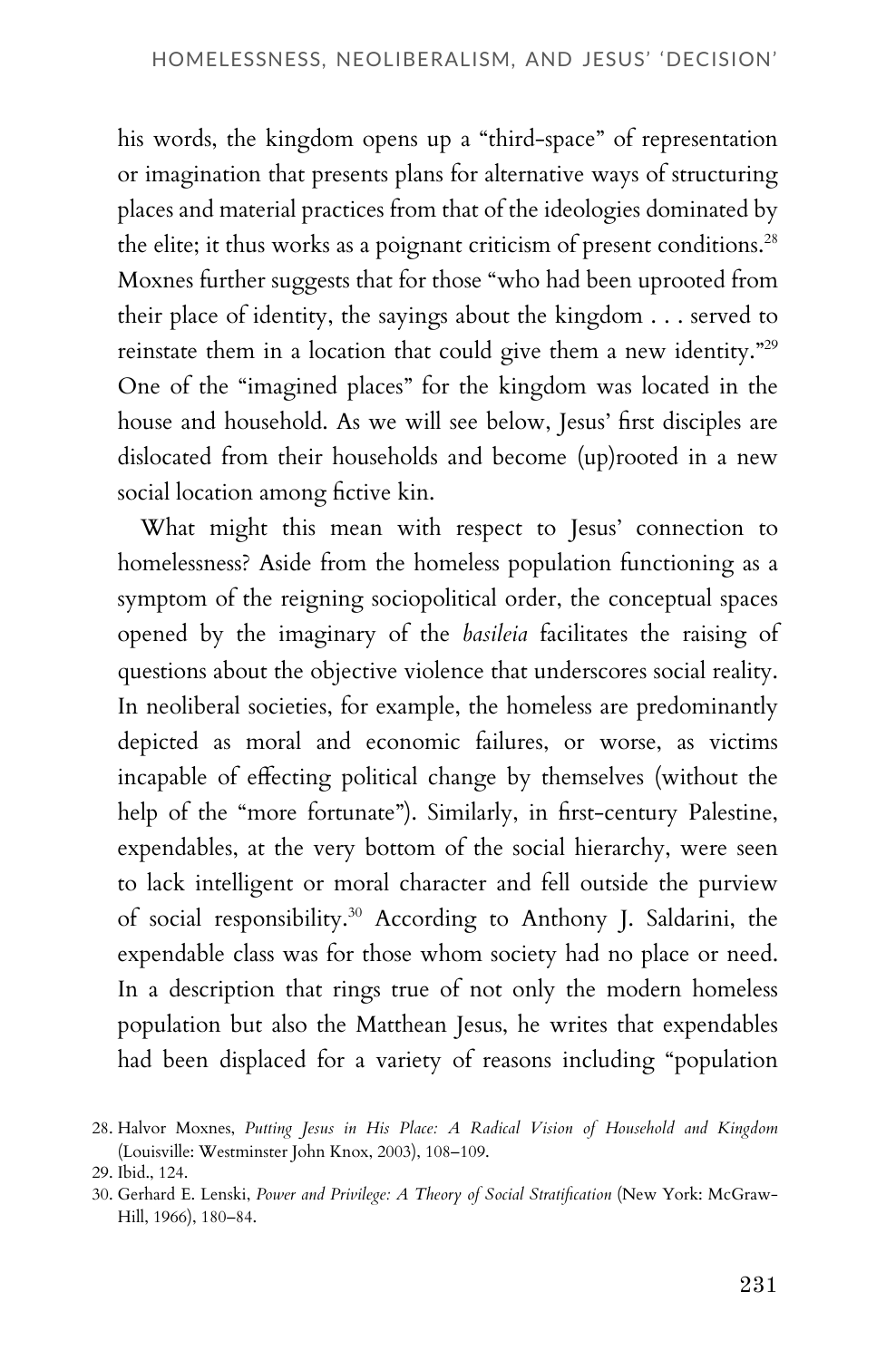his words, the kingdom opens up a "third-space" of representation or imagination that presents plans for alternative ways of structuring places and material practices from that of the ideologies dominated by the elite; it thus works as a poignant criticism of present conditions.[28] Moxnes further suggests that for those "who had been uprooted from their place of identity, the sayings about the kingdom . . . served to reinstate them in a location that could give them a new identity."[29] One of the "imagined places" for the kingdom was located in the house and household. As we will see below, Jesus' first disciples are dislocated from their households and become (up)rooted in a new social location among fictive kin.

What might this mean with respect to Jesus' connection to homelessness? Aside from the homeless population functioning as a symptom of the reigning sociopolitical order, the conceptual spaces opened by the imaginary of the *basileia* facilitates the raising of questions about the objective violence that underscores social reality. In neoliberal societies, for example, the homeless are predominantly depicted as moral and economic failures, or worse, as victims incapable of effecting political change by themselves (without the help of the "more fortunate"). Similarly, in first-century Palestine, expendables, at the very bottom of the social hierarchy, were seen to lack intelligent or moral character and fell outside the purview of social responsibility.[30] According to Anthony J. Saldarini, the expendable class was for those whom society had no place or need. In a description that rings true of not only the modern homeless population but also the Matthean Jesus, he writes that expendables had been displaced for a variety of reasons including "population

28. Halvor Moxnes, *Putting Jesus in His Place: A Radical Vision of Household and Kingdom* (Louisville: Westminster John Knox, 2003), 108–109.
29. Ibid., 124.
30. Gerhard E. Lenski, *Power and Privilege: A Theory of Social Stratification* (New York: McGraw-Hill, 1966), 180–84.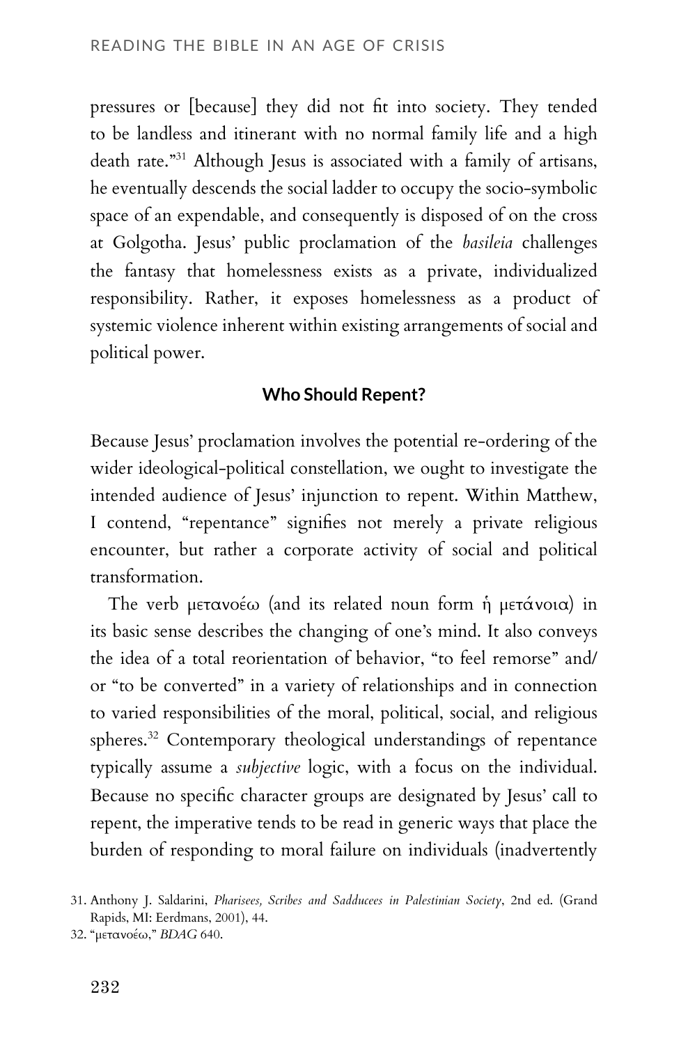pressures or [because] they did not fit into society. They tended to be landless and itinerant with no normal family life and a high death rate."[31] Although Jesus is associated with a family of artisans, he eventually descends the social ladder to occupy the socio-symbolic space of an expendable, and consequently is disposed of on the cross at Golgotha. Jesus' public proclamation of the *basileia* challenges the fantasy that homelessness exists as a private, individualized responsibility. Rather, it exposes homelessness as a product of systemic violence inherent within existing arrangements of social and political power.

### Who Should Repent?

Because Jesus' proclamation involves the potential re-ordering of the wider ideological-political constellation, we ought to investigate the intended audience of Jesus' injunction to repent. Within Matthew, I contend, "repentance" signifies not merely a private religious encounter, but rather a corporate activity of social and political transformation.

The verb μετανοέω (and its related noun form ἡ μετάνοια) in its basic sense describes the changing of one's mind. It also conveys the idea of a total reorientation of behavior, "to feel remorse" and/or "to be converted" in a variety of relationships and in connection to varied responsibilities of the moral, political, social, and religious spheres.[32] Contemporary theological understandings of repentance typically assume a *subjective* logic, with a focus on the individual. Because no specific character groups are designated by Jesus' call to repent, the imperative tends to be read in generic ways that place the burden of responding to moral failure on individuals (inadvertently

31. Anthony J. Saldarini, *Pharisees, Scribes and Sadducees in Palestinian Society*, 2nd ed. (Grand Rapids, MI: Eerdmans, 2001), 44.

32. "μετανοέω," *BDAG* 640.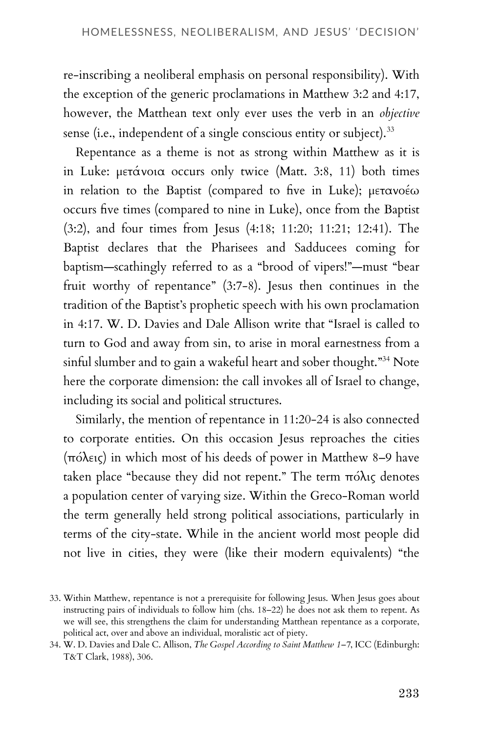re-inscribing a neoliberal emphasis on personal responsibility). With the exception of the generic proclamations in Matthew 3:2 and 4:17, however, the Matthean text only ever uses the verb in an *objective* sense (i.e., independent of a single conscious entity or subject).[33]

Repentance as a theme is not as strong within Matthew as it is in Luke: μετάνοια occurs only twice (Matt. 3:8, 11) both times in relation to the Baptist (compared to five in Luke); μετανοέω occurs five times (compared to nine in Luke), once from the Baptist (3:2), and four times from Jesus (4:18; 11:20; 11:21; 12:41). The Baptist declares that the Pharisees and Sadducees coming for baptism—scathingly referred to as a "brood of vipers!"—must "bear fruit worthy of repentance" (3:7-8). Jesus then continues in the tradition of the Baptist's prophetic speech with his own proclamation in 4:17. W. D. Davies and Dale Allison write that "Israel is called to turn to God and away from sin, to arise in moral earnestness from a sinful slumber and to gain a wakeful heart and sober thought."[34] Note here the corporate dimension: the call invokes all of Israel to change, including its social and political structures.

Similarly, the mention of repentance in 11:20-24 is also connected to corporate entities. On this occasion Jesus reproaches the cities (πόλεις) in which most of his deeds of power in Matthew 8–9 have taken place "because they did not repent." The term πόλις denotes a population center of varying size. Within the Greco-Roman world the term generally held strong political associations, particularly in terms of the city-state. While in the ancient world most people did not live in cities, they were (like their modern equivalents) "the

33. Within Matthew, repentance is not a prerequisite for following Jesus. When Jesus goes about instructing pairs of individuals to follow him (chs. 18–22) he does not ask them to repent. As we will see, this strengthens the claim for understanding Matthean repentance as a corporate, political act, over and above an individual, moralistic act of piety.

34. W. D. Davies and Dale C. Allison, *The Gospel According to Saint Matthew 1–7*, ICC (Edinburgh: T&T Clark, 1988), 306.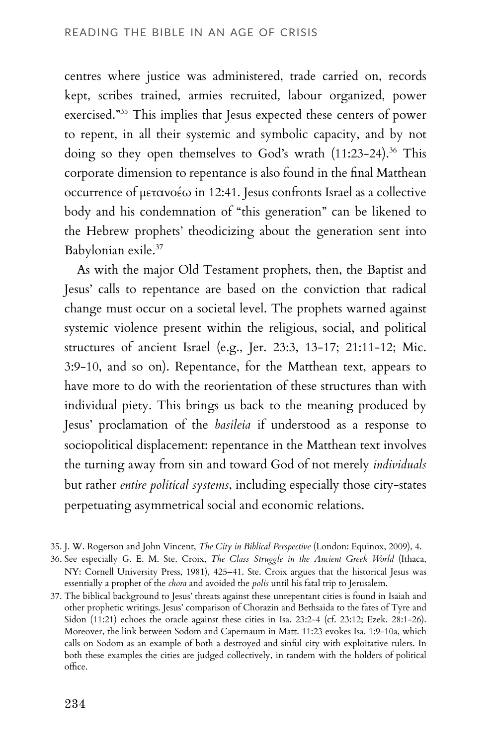centres where justice was administered, trade carried on, records kept, scribes trained, armies recruited, labour organized, power exercised."[35] This implies that Jesus expected these centers of power to repent, in all their systemic and symbolic capacity, and by not doing so they open themselves to God's wrath (11:23-24).[36] This corporate dimension to repentance is also found in the final Matthean occurrence of μετανοέω in 12:41. Jesus confronts Israel as a collective body and his condemnation of "this generation" can be likened to the Hebrew prophets' theodicizing about the generation sent into Babylonian exile.[37]

As with the major Old Testament prophets, then, the Baptist and Jesus' calls to repentance are based on the conviction that radical change must occur on a societal level. The prophets warned against systemic violence present within the religious, social, and political structures of ancient Israel (e.g., Jer. 23:3, 13-17; 21:11-12; Mic. 3:9-10, and so on). Repentance, for the Matthean text, appears to have more to do with the reorientation of these structures than with individual piety. This brings us back to the meaning produced by Jesus' proclamation of the *basileia* if understood as a response to sociopolitical displacement: repentance in the Matthean text involves the turning away from sin and toward God of not merely *individuals* but rather *entire political systems*, including especially those city-states perpetuating asymmetrical social and economic relations.

35. J. W. Rogerson and John Vincent, *The City in Biblical Perspective* (London: Equinox, 2009), 4.

36. See especially G. E. M. Ste. Croix, *The Class Struggle in the Ancient Greek World* (Ithaca, NY: Cornell University Press, 1981), 425–41. Ste. Croix argues that the historical Jesus was essentially a prophet of the *chora* and avoided the *polis* until his fatal trip to Jerusalem.

37. The biblical background to Jesus' threats against these unrepentant cities is found in Isaiah and other prophetic writings. Jesus' comparison of Chorazin and Bethsaida to the fates of Tyre and Sidon (11:21) echoes the oracle against these cities in Isa. 23:2-4 (cf. 23:12; Ezek. 28:1-26). Moreover, the link between Sodom and Capernaum in Matt. 11:23 evokes Isa. 1:9-10a, which calls on Sodom as an example of both a destroyed and sinful city with exploitative rulers. In both these examples the cities are judged collectively, in tandem with the holders of political office.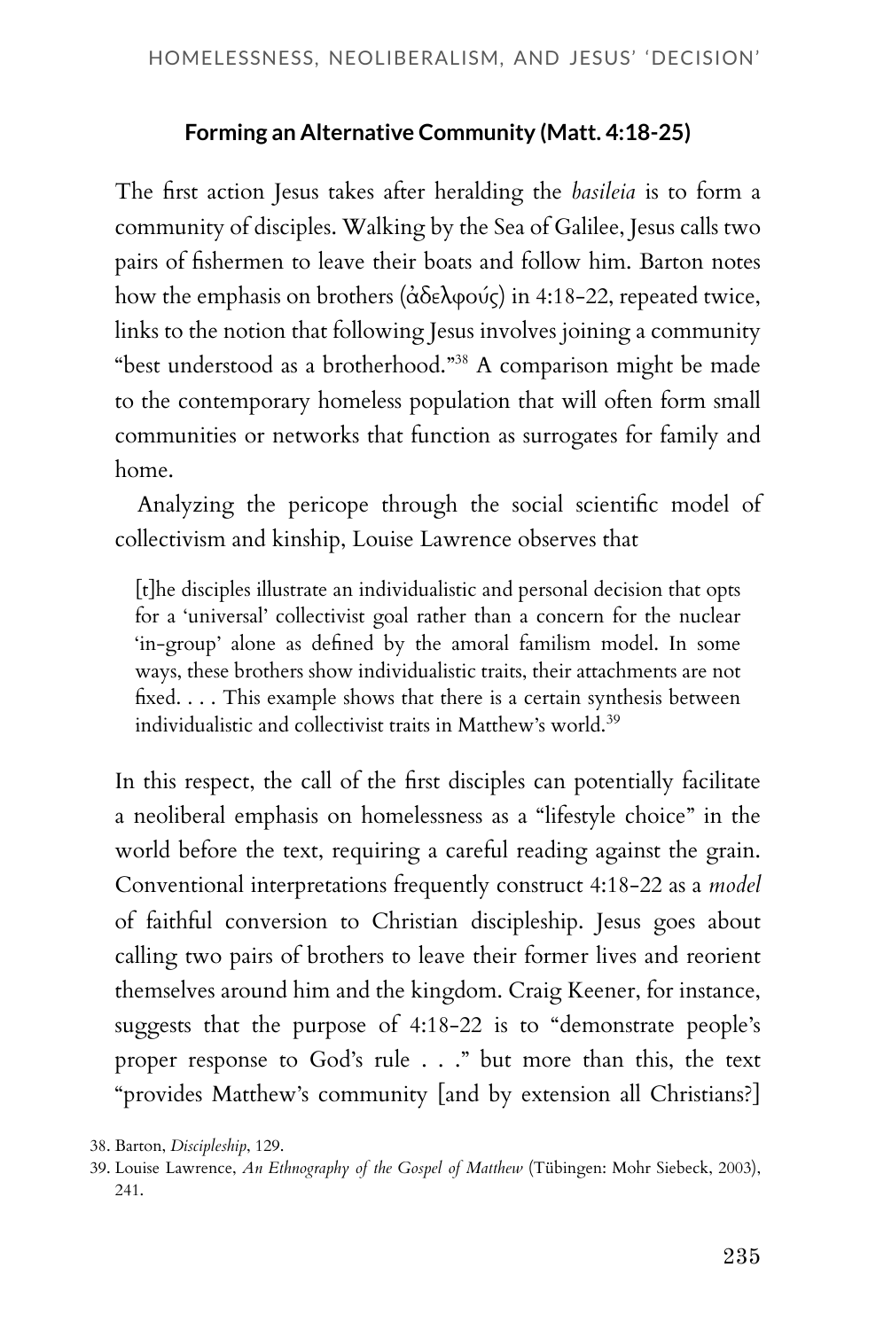### Forming an Alternative Community (Matt. 4:18-25)

The first action Jesus takes after heralding the *basileia* is to form a community of disciples. Walking by the Sea of Galilee, Jesus calls two pairs of fishermen to leave their boats and follow him. Barton notes how the emphasis on brothers (ἀδελφούς) in 4:18-22, repeated twice, links to the notion that following Jesus involves joining a community "best understood as a brotherhood."[38] A comparison might be made to the contemporary homeless population that will often form small communities or networks that function as surrogates for family and home.

Analyzing the pericope through the social scientific model of collectivism and kinship, Louise Lawrence observes that

> [t]he disciples illustrate an individualistic and personal decision that opts for a 'universal' collectivist goal rather than a concern for the nuclear 'in-group' alone as defined by the amoral familism model. In some ways, these brothers show individualistic traits, their attachments are not fixed. . . . This example shows that there is a certain synthesis between individualistic and collectivist traits in Matthew's world.[39]

In this respect, the call of the first disciples can potentially facilitate a neoliberal emphasis on homelessness as a "lifestyle choice" in the world before the text, requiring a careful reading against the grain. Conventional interpretations frequently construct 4:18-22 as a *model* of faithful conversion to Christian discipleship. Jesus goes about calling two pairs of brothers to leave their former lives and reorient themselves around him and the kingdom. Craig Keener, for instance, suggests that the purpose of 4:18-22 is to "demonstrate people's proper response to God's rule . . ." but more than this, the text "provides Matthew's community [and by extension all Christians?]

38. Barton, *Discipleship*, 129.

39. Louise Lawrence, *An Ethnography of the Gospel of Matthew* (Tübingen: Mohr Siebeck, 2003), 241.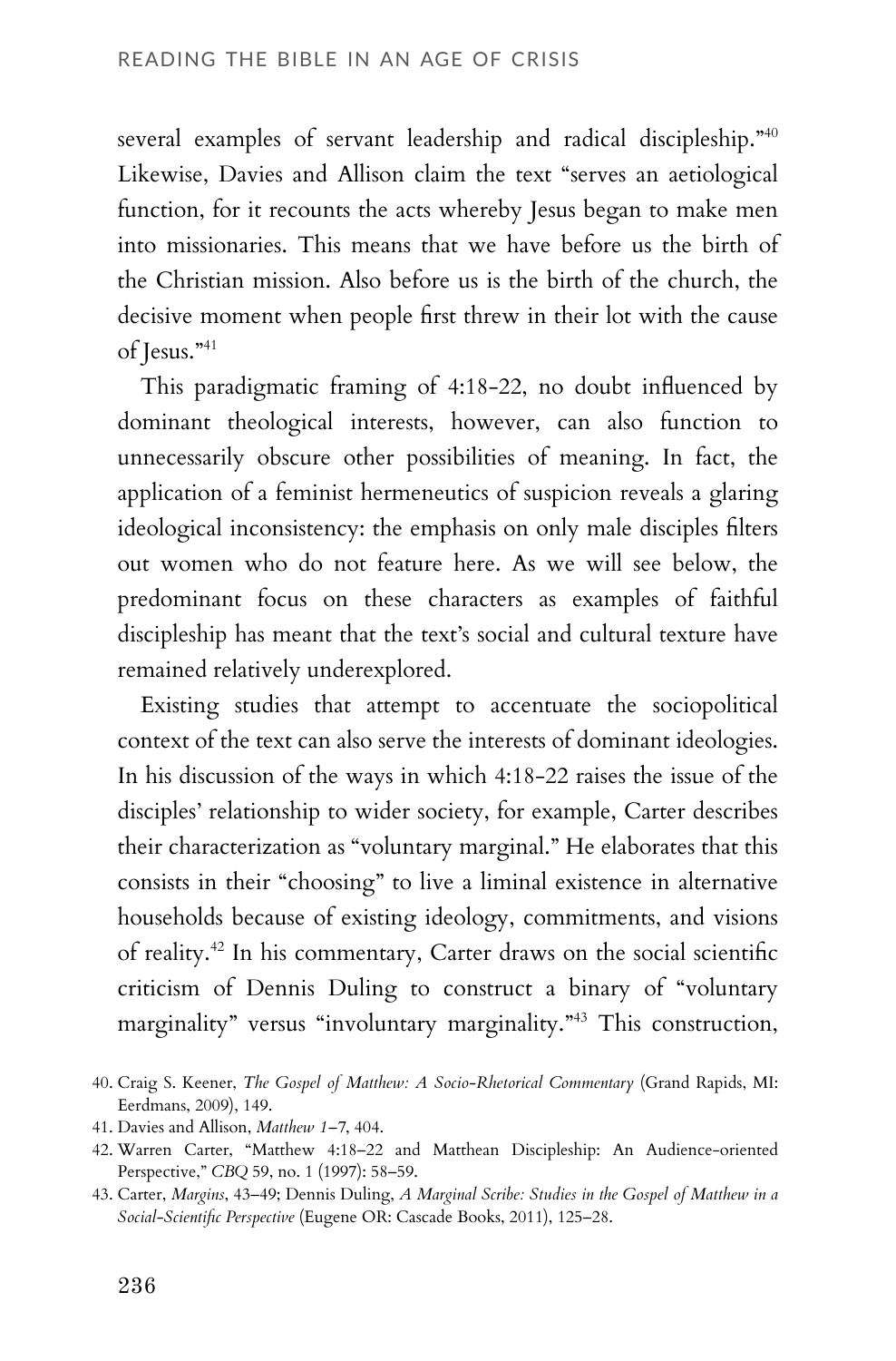several examples of servant leadership and radical discipleship."[40] Likewise, Davies and Allison claim the text "serves an aetiological function, for it recounts the acts whereby Jesus began to make men into missionaries. This means that we have before us the birth of the Christian mission. Also before us is the birth of the church, the decisive moment when people first threw in their lot with the cause of Jesus."[41]

This paradigmatic framing of 4:18-22, no doubt influenced by dominant theological interests, however, can also function to unnecessarily obscure other possibilities of meaning. In fact, the application of a feminist hermeneutics of suspicion reveals a glaring ideological inconsistency: the emphasis on only male disciples filters out women who do not feature here. As we will see below, the predominant focus on these characters as examples of faithful discipleship has meant that the text's social and cultural texture have remained relatively underexplored.

Existing studies that attempt to accentuate the sociopolitical context of the text can also serve the interests of dominant ideologies. In his discussion of the ways in which 4:18-22 raises the issue of the disciples' relationship to wider society, for example, Carter describes their characterization as "voluntary marginal." He elaborates that this consists in their "choosing" to live a liminal existence in alternative households because of existing ideology, commitments, and visions of reality.[42] In his commentary, Carter draws on the social scientific criticism of Dennis Duling to construct a binary of "voluntary marginality" versus "involuntary marginality."[43] This construction,

40. Craig S. Keener, *The Gospel of Matthew: A Socio-Rhetorical Commentary* (Grand Rapids, MI: Eerdmans, 2009), 149.

41. Davies and Allison, *Matthew 1–7*, 404.

42. Warren Carter, "Matthew 4:18–22 and Matthean Discipleship: An Audience-oriented Perspective," *CBQ* 59, no. 1 (1997): 58–59.

43. Carter, *Margins*, 43–49; Dennis Duling, *A Marginal Scribe: Studies in the Gospel of Matthew in a Social-Scientific Perspective* (Eugene OR: Cascade Books, 2011), 125–28.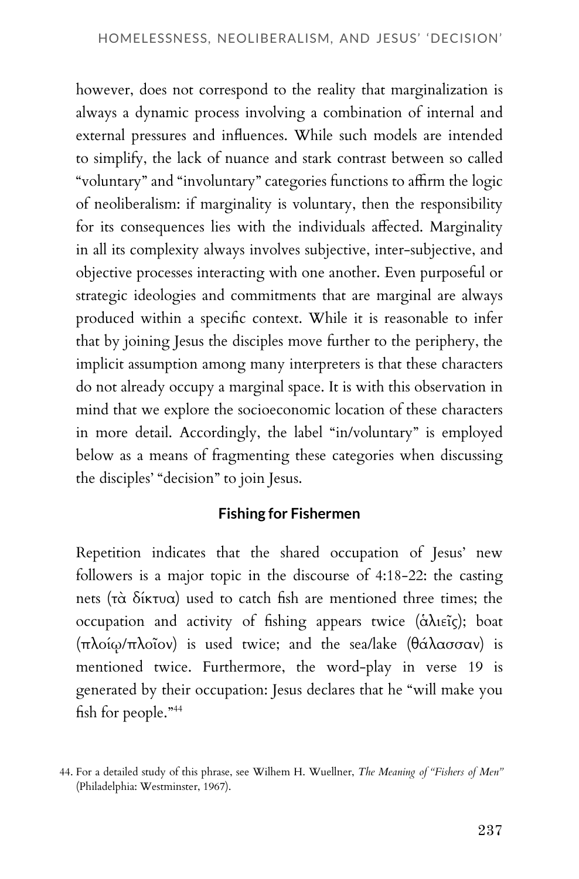however, does not correspond to the reality that marginalization is always a dynamic process involving a combination of internal and external pressures and influences. While such models are intended to simplify, the lack of nuance and stark contrast between so called "voluntary" and "involuntary" categories functions to affirm the logic of neoliberalism: if marginality is voluntary, then the responsibility for its consequences lies with the individuals affected. Marginality in all its complexity always involves subjective, inter-subjective, and objective processes interacting with one another. Even purposeful or strategic ideologies and commitments that are marginal are always produced within a specific context. While it is reasonable to infer that by joining Jesus the disciples move further to the periphery, the implicit assumption among many interpreters is that these characters do not already occupy a marginal space. It is with this observation in mind that we explore the socioeconomic location of these characters in more detail. Accordingly, the label "in/voluntary" is employed below as a means of fragmenting these categories when discussing the disciples' "decision" to join Jesus.

### Fishing for Fishermen

Repetition indicates that the shared occupation of Jesus' new followers is a major topic in the discourse of 4:18-22: the casting nets (τὰ δίκτυα) used to catch fish are mentioned three times; the occupation and activity of fishing appears twice (ἁλιεῖς); boat (πλοίῳ/πλοῖον) is used twice; and the sea/lake (θάλασσαν) is mentioned twice. Furthermore, the word-play in verse 19 is generated by their occupation: Jesus declares that he "will make you fish for people."[44]

44. For a detailed study of this phrase, see Wilhem H. Wuellner, *The Meaning of "Fishers of Men"* (Philadelphia: Westminster, 1967).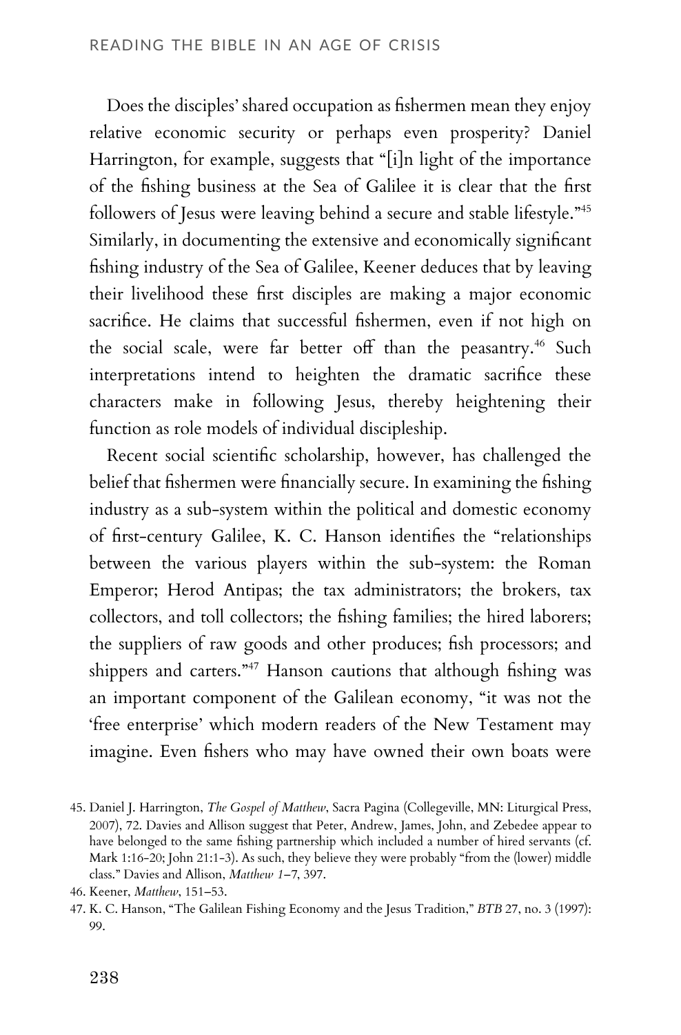Does the disciples' shared occupation as fishermen mean they enjoy relative economic security or perhaps even prosperity? Daniel Harrington, for example, suggests that "[i]n light of the importance of the fishing business at the Sea of Galilee it is clear that the first followers of Jesus were leaving behind a secure and stable lifestyle."[45] Similarly, in documenting the extensive and economically significant fishing industry of the Sea of Galilee, Keener deduces that by leaving their livelihood these first disciples are making a major economic sacrifice. He claims that successful fishermen, even if not high on the social scale, were far better off than the peasantry.[46] Such interpretations intend to heighten the dramatic sacrifice these characters make in following Jesus, thereby heightening their function as role models of individual discipleship.

Recent social scientific scholarship, however, has challenged the belief that fishermen were financially secure. In examining the fishing industry as a sub-system within the political and domestic economy of first-century Galilee, K. C. Hanson identifies the "relationships between the various players within the sub-system: the Roman Emperor; Herod Antipas; the tax administrators; the brokers, tax collectors, and toll collectors; the fishing families; the hired laborers; the suppliers of raw goods and other produces; fish processors; and shippers and carters."[47] Hanson cautions that although fishing was an important component of the Galilean economy, "it was not the 'free enterprise' which modern readers of the New Testament may imagine. Even fishers who may have owned their own boats were

45. Daniel J. Harrington, *The Gospel of Matthew*, Sacra Pagina (Collegeville, MN: Liturgical Press, 2007), 72. Davies and Allison suggest that Peter, Andrew, James, John, and Zebedee appear to have belonged to the same fishing partnership which included a number of hired servants (cf. Mark 1:16-20; John 21:1-3). As such, they believe they were probably "from the (lower) middle class." Davies and Allison, *Matthew 1–7*, 397.

46. Keener, *Matthew*, 151–53.

47. K. C. Hanson, "The Galilean Fishing Economy and the Jesus Tradition," *BTB* 27, no. 3 (1997): 99.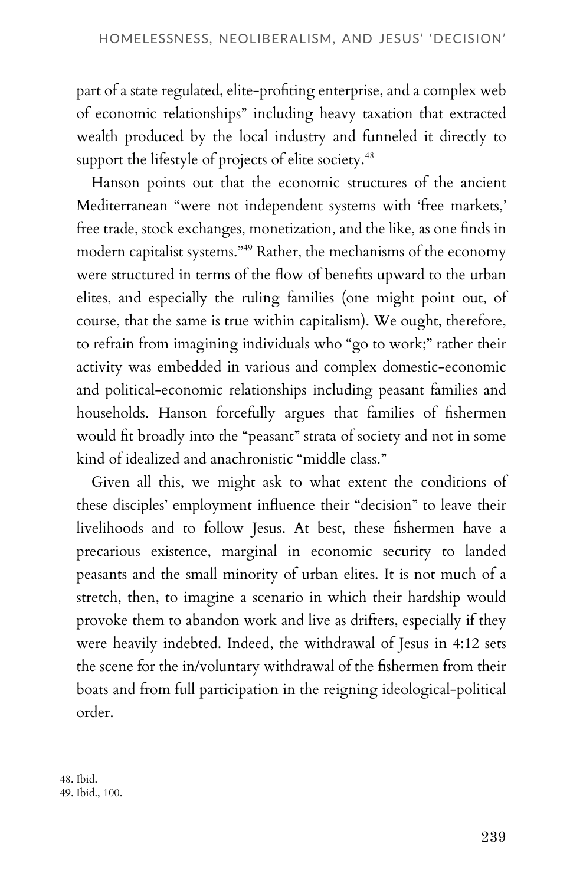part of a state regulated, elite-profiting enterprise, and a complex web of economic relationships" including heavy taxation that extracted wealth produced by the local industry and funneled it directly to support the lifestyle of projects of elite society.[48]

Hanson points out that the economic structures of the ancient Mediterranean "were not independent systems with 'free markets,' free trade, stock exchanges, monetization, and the like, as one finds in modern capitalist systems."[49] Rather, the mechanisms of the economy were structured in terms of the flow of benefits upward to the urban elites, and especially the ruling families (one might point out, of course, that the same is true within capitalism). We ought, therefore, to refrain from imagining individuals who "go to work;" rather their activity was embedded in various and complex domestic-economic and political-economic relationships including peasant families and households. Hanson forcefully argues that families of fishermen would fit broadly into the "peasant" strata of society and not in some kind of idealized and anachronistic "middle class."

Given all this, we might ask to what extent the conditions of these disciples' employment influence their "decision" to leave their livelihoods and to follow Jesus. At best, these fishermen have a precarious existence, marginal in economic security to landed peasants and the small minority of urban elites. It is not much of a stretch, then, to imagine a scenario in which their hardship would provoke them to abandon work and live as drifters, especially if they were heavily indebted. Indeed, the withdrawal of Jesus in 4:12 sets the scene for the in/voluntary withdrawal of the fishermen from their boats and from full participation in the reigning ideological-political order.

48. Ibid.
49. Ibid., 100.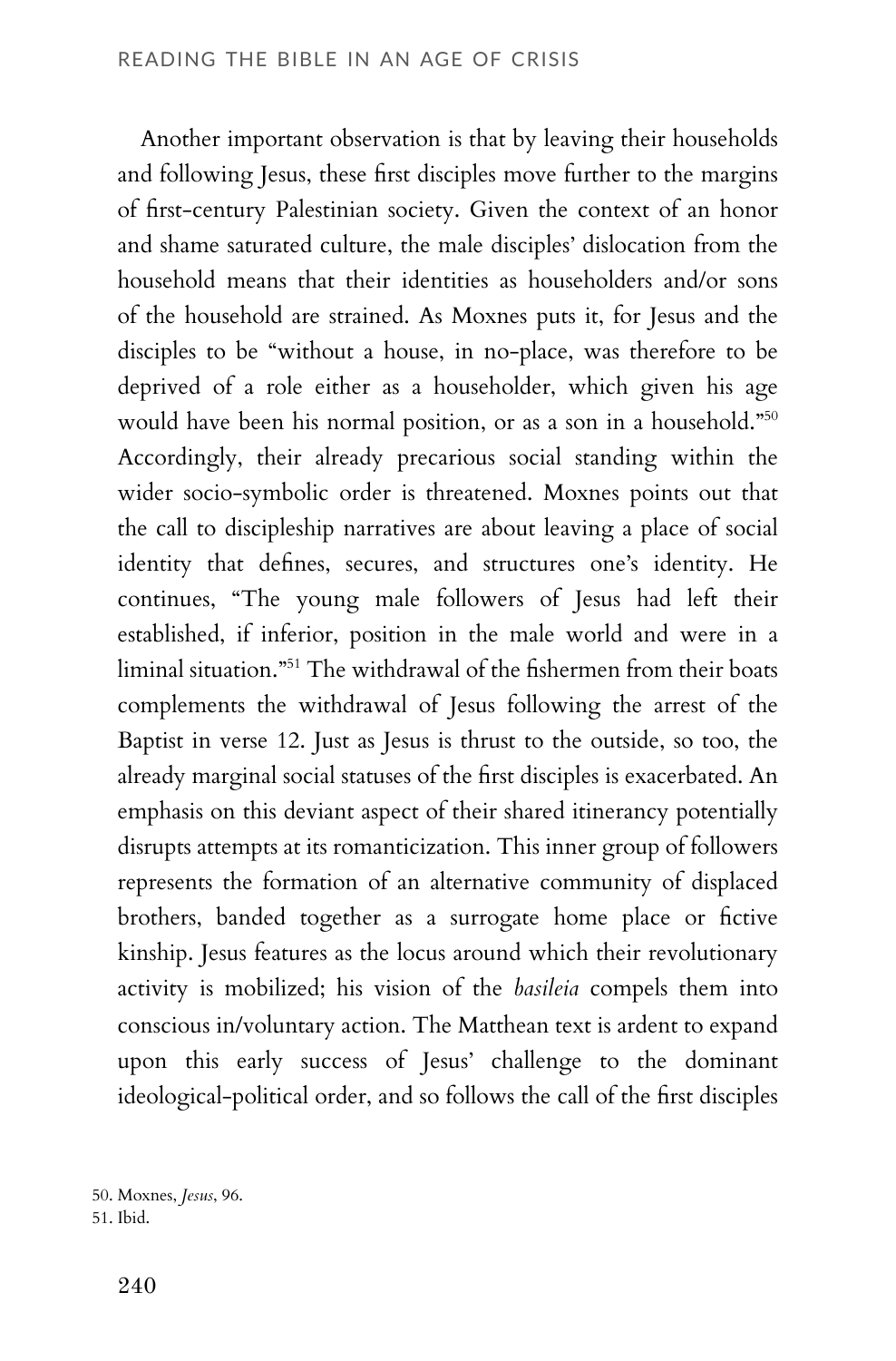Another important observation is that by leaving their households and following Jesus, these first disciples move further to the margins of first-century Palestinian society. Given the context of an honor and shame saturated culture, the male disciples' dislocation from the household means that their identities as householders and/or sons of the household are strained. As Moxnes puts it, for Jesus and the disciples to be "without a house, in no-place, was therefore to be deprived of a role either as a householder, which given his age would have been his normal position, or as a son in a household."[50] Accordingly, their already precarious social standing within the wider socio-symbolic order is threatened. Moxnes points out that the call to discipleship narratives are about leaving a place of social identity that defines, secures, and structures one's identity. He continues, "The young male followers of Jesus had left their established, if inferior, position in the male world and were in a liminal situation."[51] The withdrawal of the fishermen from their boats complements the withdrawal of Jesus following the arrest of the Baptist in verse 12. Just as Jesus is thrust to the outside, so too, the already marginal social statuses of the first disciples is exacerbated. An emphasis on this deviant aspect of their shared itinerancy potentially disrupts attempts at its romanticization. This inner group of followers represents the formation of an alternative community of displaced brothers, banded together as a surrogate home place or fictive kinship. Jesus features as the locus around which their revolutionary activity is mobilized; his vision of the *basileia* compels them into conscious in/voluntary action. The Matthean text is ardent to expand upon this early success of Jesus' challenge to the dominant ideological-political order, and so follows the call of the first disciples

50. Moxnes, *Jesus*, 96.
51. Ibid.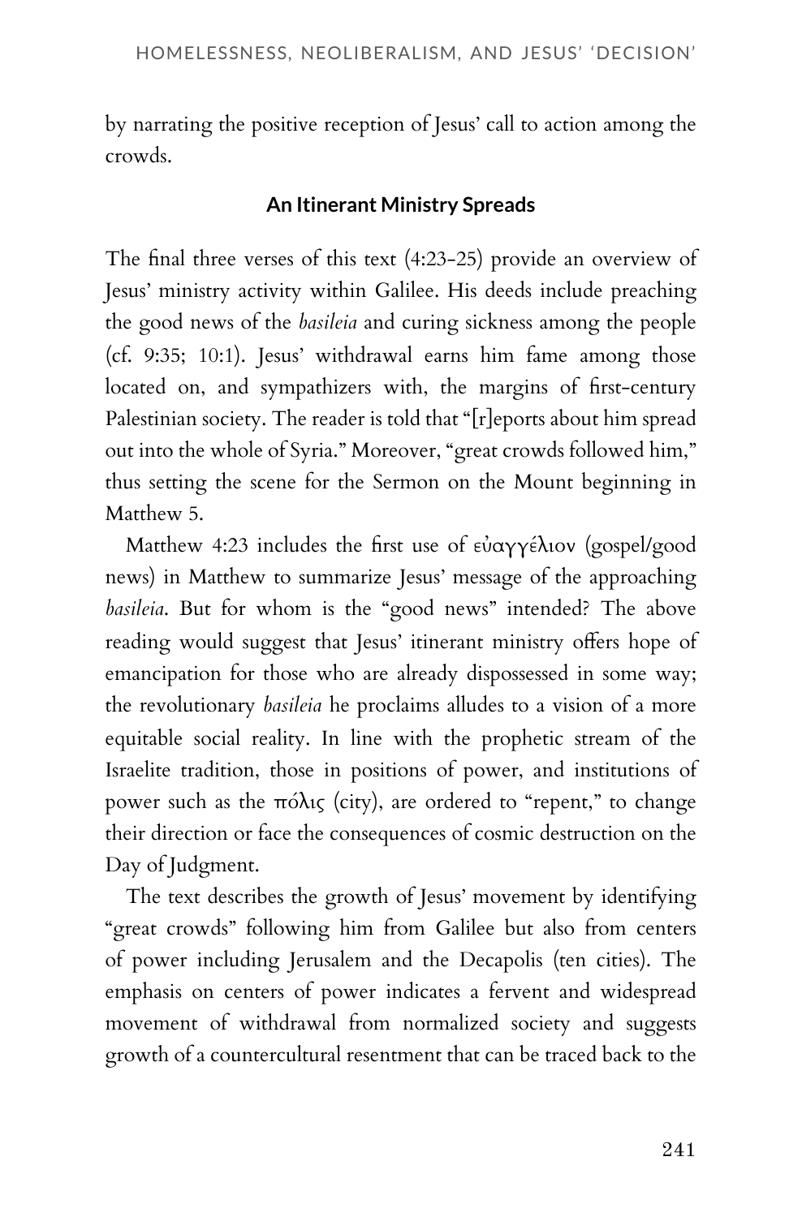by narrating the positive reception of Jesus' call to action among the crowds.

### An Itinerant Ministry Spreads

The final three verses of this text (4:23-25) provide an overview of Jesus' ministry activity within Galilee. His deeds include preaching the good news of the *basileia* and curing sickness among the people (cf. 9:35; 10:1). Jesus' withdrawal earns him fame among those located on, and sympathizers with, the margins of first-century Palestinian society. The reader is told that "[r]eports about him spread out into the whole of Syria." Moreover, "great crowds followed him," thus setting the scene for the Sermon on the Mount beginning in Matthew 5.

Matthew 4:23 includes the first use of εὐαγγέλιον (gospel/good news) in Matthew to summarize Jesus' message of the approaching *basileia*. But for whom is the "good news" intended? The above reading would suggest that Jesus' itinerant ministry offers hope of emancipation for those who are already dispossessed in some way; the revolutionary *basileia* he proclaims alludes to a vision of a more equitable social reality. In line with the prophetic stream of the Israelite tradition, those in positions of power, and institutions of power such as the πόλις (city), are ordered to "repent," to change their direction or face the consequences of cosmic destruction on the Day of Judgment.

The text describes the growth of Jesus' movement by identifying "great crowds" following him from Galilee but also from centers of power including Jerusalem and the Decapolis (ten cities). The emphasis on centers of power indicates a fervent and widespread movement of withdrawal from normalized society and suggests growth of a countercultural resentment that can be traced back to the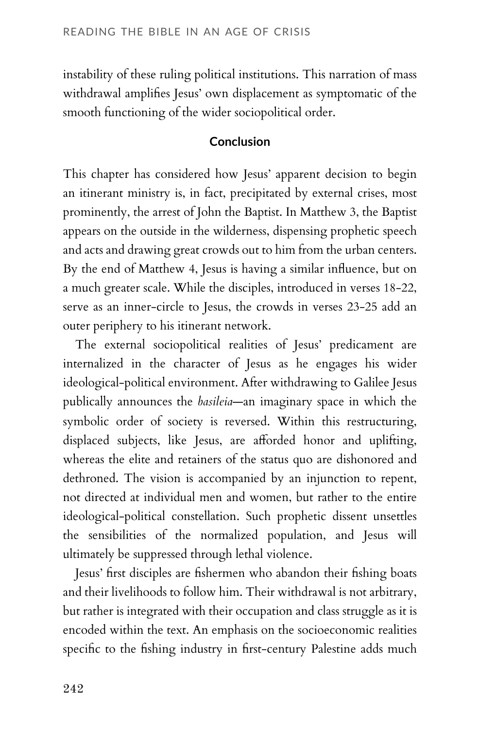instability of these ruling political institutions. This narration of mass withdrawal amplifies Jesus' own displacement as symptomatic of the smooth functioning of the wider sociopolitical order.

## Conclusion

This chapter has considered how Jesus' apparent decision to begin an itinerant ministry is, in fact, precipitated by external crises, most prominently, the arrest of John the Baptist. In Matthew 3, the Baptist appears on the outside in the wilderness, dispensing prophetic speech and acts and drawing great crowds out to him from the urban centers. By the end of Matthew 4, Jesus is having a similar influence, but on a much greater scale. While the disciples, introduced in verses 18-22, serve as an inner-circle to Jesus, the crowds in verses 23-25 add an outer periphery to his itinerant network.

The external sociopolitical realities of Jesus' predicament are internalized in the character of Jesus as he engages his wider ideological-political environment. After withdrawing to Galilee Jesus publically announces the *basileia*—an imaginary space in which the symbolic order of society is reversed. Within this restructuring, displaced subjects, like Jesus, are afforded honor and uplifting, whereas the elite and retainers of the status quo are dishonored and dethroned. The vision is accompanied by an injunction to repent, not directed at individual men and women, but rather to the entire ideological-political constellation. Such prophetic dissent unsettles the sensibilities of the normalized population, and Jesus will ultimately be suppressed through lethal violence.

Jesus' first disciples are fishermen who abandon their fishing boats and their livelihoods to follow him. Their withdrawal is not arbitrary, but rather is integrated with their occupation and class struggle as it is encoded within the text. An emphasis on the socioeconomic realities specific to the fishing industry in first-century Palestine adds much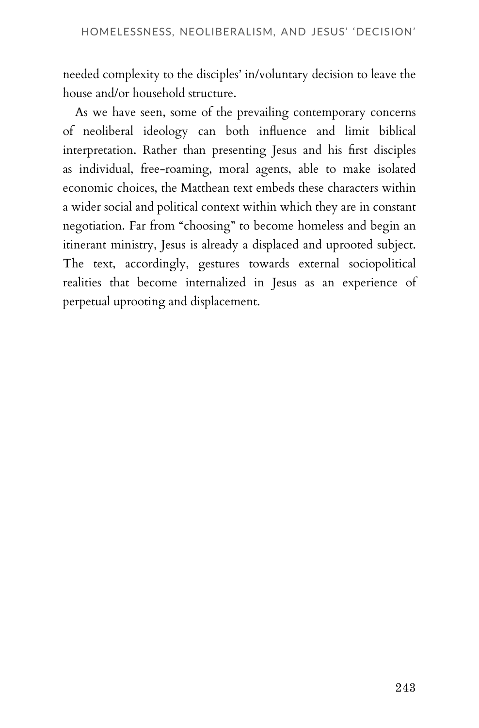needed complexity to the disciples' in/voluntary decision to leave the house and/or household structure.

As we have seen, some of the prevailing contemporary concerns of neoliberal ideology can both influence and limit biblical interpretation. Rather than presenting Jesus and his first disciples as individual, free-roaming, moral agents, able to make isolated economic choices, the Matthean text embeds these characters within a wider social and political context within which they are in constant negotiation. Far from "choosing" to become homeless and begin an itinerant ministry, Jesus is already a displaced and uprooted subject. The text, accordingly, gestures towards external sociopolitical realities that become internalized in Jesus as an experience of perpetual uprooting and displacement.